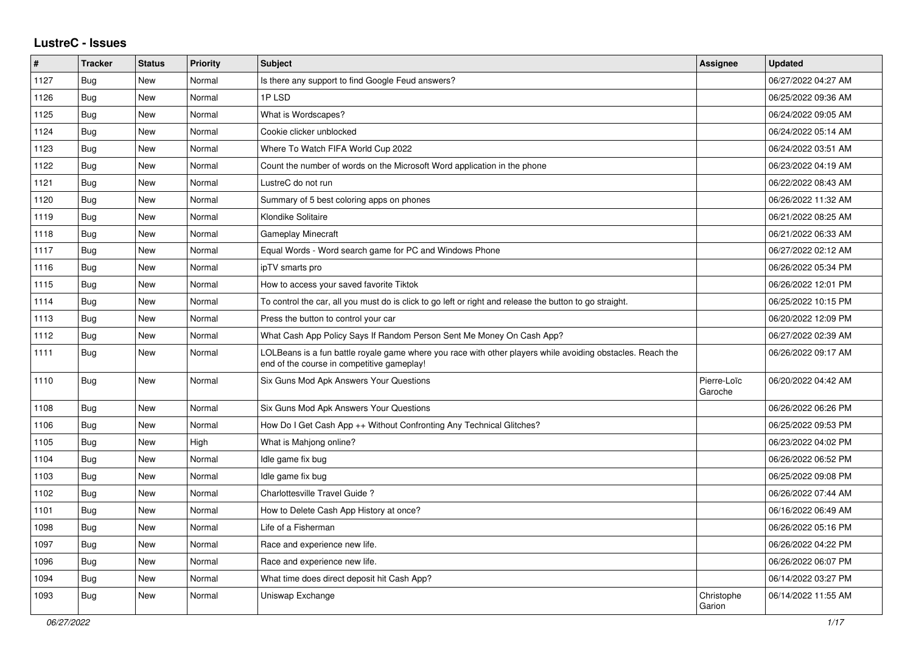# LustreC - Issues

| # | Tracker | Status | Priority | Subject | Assignee | Updated |
|---|---|---|---|---|---|---|
| 1127 | Bug | New | Normal | Is there any support to find Google Feud answers? | | 06/27/2022 04:27 AM |
| 1126 | Bug | New | Normal | 1P LSD | | 06/25/2022 09:36 AM |
| 1125 | Bug | New | Normal | What is Wordscapes? | | 06/24/2022 09:05 AM |
| 1124 | Bug | New | Normal | Cookie clicker unblocked | | 06/24/2022 05:14 AM |
| 1123 | Bug | New | Normal | Where To Watch FIFA World Cup 2022 | | 06/24/2022 03:51 AM |
| 1122 | Bug | New | Normal | Count the number of words on the Microsoft Word application in the phone | | 06/23/2022 04:19 AM |
| 1121 | Bug | New | Normal | LustreC do not run | | 06/22/2022 08:43 AM |
| 1120 | Bug | New | Normal | Summary of 5 best coloring apps on phones | | 06/26/2022 11:32 AM |
| 1119 | Bug | New | Normal | Klondike Solitaire | | 06/21/2022 08:25 AM |
| 1118 | Bug | New | Normal | Gameplay Minecraft | | 06/21/2022 06:33 AM |
| 1117 | Bug | New | Normal | Equal Words - Word search game for PC and Windows Phone | | 06/27/2022 02:12 AM |
| 1116 | Bug | New | Normal | ipTV smarts pro | | 06/26/2022 05:34 PM |
| 1115 | Bug | New | Normal | How to access your saved favorite Tiktok | | 06/26/2022 12:01 PM |
| 1114 | Bug | New | Normal | To control the car, all you must do is click to go left or right and release the button to go straight. | | 06/25/2022 10:15 PM |
| 1113 | Bug | New | Normal | Press the button to control your car | | 06/20/2022 12:09 PM |
| 1112 | Bug | New | Normal | What Cash App Policy Says If Random Person Sent Me Money On Cash App? | | 06/27/2022 02:39 AM |
| 1111 | Bug | New | Normal | LOLBeans is a fun battle royale game where you race with other players while avoiding obstacles. Reach the end of the course in competitive gameplay! | | 06/26/2022 09:17 AM |
| 1110 | Bug | New | Normal | Six Guns Mod Apk Answers Your Questions | Pierre-Loïc Garoche | 06/20/2022 04:42 AM |
| 1108 | Bug | New | Normal | Six Guns Mod Apk Answers Your Questions | | 06/26/2022 06:26 PM |
| 1106 | Bug | New | Normal | How Do I Get Cash App ++ Without Confronting Any Technical Glitches? | | 06/25/2022 09:53 PM |
| 1105 | Bug | New | High | What is Mahjong online? | | 06/23/2022 04:02 PM |
| 1104 | Bug | New | Normal | Idle game fix bug | | 06/26/2022 06:52 PM |
| 1103 | Bug | New | Normal | Idle game fix bug | | 06/25/2022 09:08 PM |
| 1102 | Bug | New | Normal | Charlottesville Travel Guide ? | | 06/26/2022 07:44 AM |
| 1101 | Bug | New | Normal | How to Delete Cash App History at once? | | 06/16/2022 06:49 AM |
| 1098 | Bug | New | Normal | Life of a Fisherman | | 06/26/2022 05:16 PM |
| 1097 | Bug | New | Normal | Race and experience new life. | | 06/26/2022 04:22 PM |
| 1096 | Bug | New | Normal | Race and experience new life. | | 06/26/2022 06:07 PM |
| 1094 | Bug | New | Normal | What time does direct deposit hit Cash App? | | 06/14/2022 03:27 PM |
| 1093 | Bug | New | Normal | Uniswap Exchange | Christophe Garion | 06/14/2022 11:55 AM |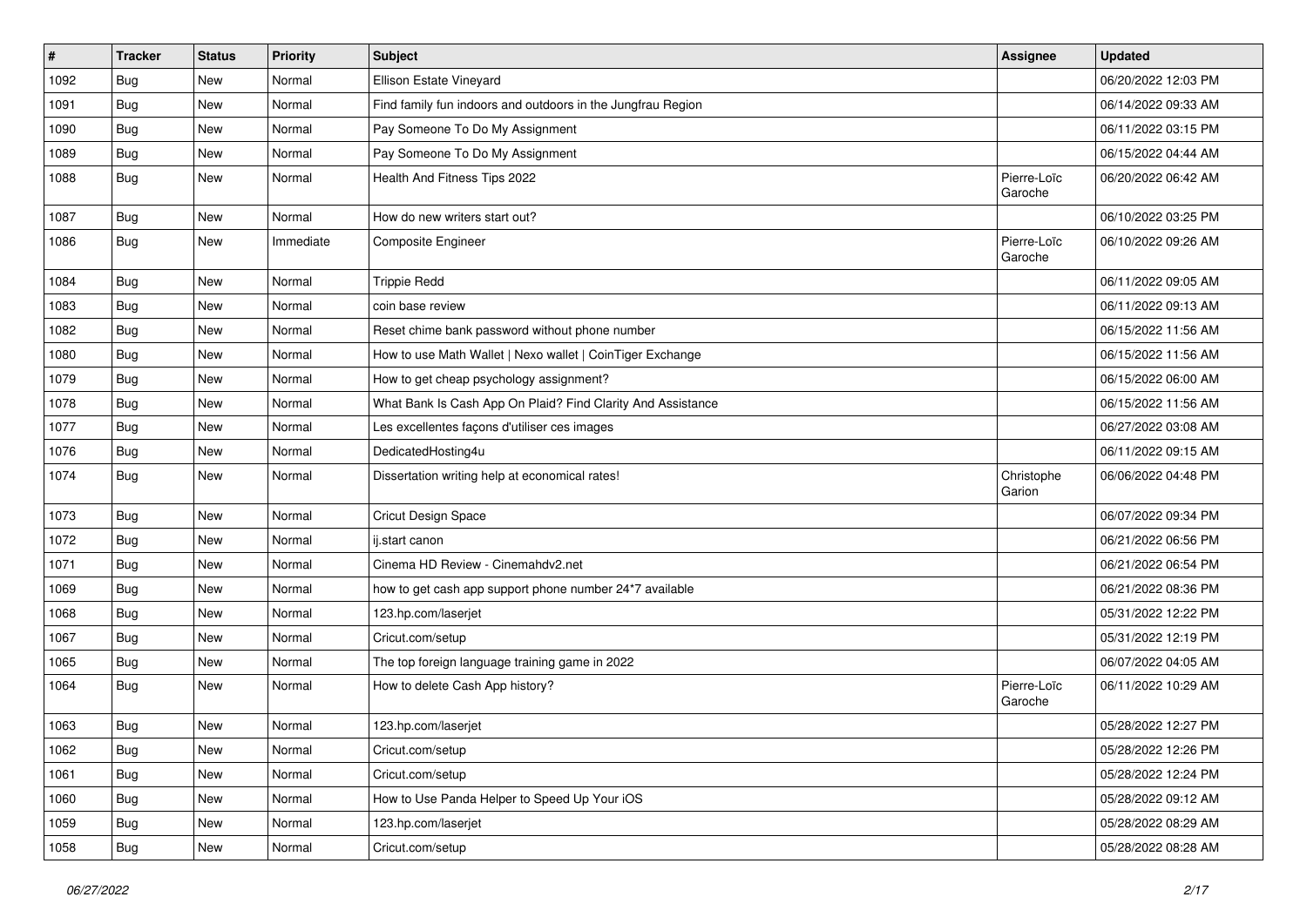| # | Tracker | Status | Priority | Subject | Assignee | Updated |
|---|---|---|---|---|---|---|
| 1092 | Bug | New | Normal | Ellison Estate Vineyard | | 06/20/2022 12:03 PM |
| 1091 | Bug | New | Normal | Find family fun indoors and outdoors in the Jungfrau Region | | 06/14/2022 09:33 AM |
| 1090 | Bug | New | Normal | Pay Someone To Do My Assignment | | 06/11/2022 03:15 PM |
| 1089 | Bug | New | Normal | Pay Someone To Do My Assignment | | 06/15/2022 04:44 AM |
| 1088 | Bug | New | Normal | Health And Fitness Tips 2022 | Pierre-Loïc Garoche | 06/20/2022 06:42 AM |
| 1087 | Bug | New | Normal | How do new writers start out? | | 06/10/2022 03:25 PM |
| 1086 | Bug | New | Immediate | Composite Engineer | Pierre-Loïc Garoche | 06/10/2022 09:26 AM |
| 1084 | Bug | New | Normal | Trippie Redd | | 06/11/2022 09:05 AM |
| 1083 | Bug | New | Normal | coin base review | | 06/11/2022 09:13 AM |
| 1082 | Bug | New | Normal | Reset chime bank password without phone number | | 06/15/2022 11:56 AM |
| 1080 | Bug | New | Normal | How to use Math Wallet \| Nexo wallet \| CoinTiger Exchange | | 06/15/2022 11:56 AM |
| 1079 | Bug | New | Normal | How to get cheap psychology assignment? | | 06/15/2022 06:00 AM |
| 1078 | Bug | New | Normal | What Bank Is Cash App On Plaid? Find Clarity And Assistance | | 06/15/2022 11:56 AM |
| 1077 | Bug | New | Normal | Les excellentes façons d'utiliser ces images | | 06/27/2022 03:08 AM |
| 1076 | Bug | New | Normal | DedicatedHosting4u | | 06/11/2022 09:15 AM |
| 1074 | Bug | New | Normal | Dissertation writing help at economical rates! | Christophe Garion | 06/06/2022 04:48 PM |
| 1073 | Bug | New | Normal | Cricut Design Space | | 06/07/2022 09:34 PM |
| 1072 | Bug | New | Normal | ij.start canon | | 06/21/2022 06:56 PM |
| 1071 | Bug | New | Normal | Cinema HD Review - Cinemahdv2.net | | 06/21/2022 06:54 PM |
| 1069 | Bug | New | Normal | how to get cash app support phone number 24*7 available | | 06/21/2022 08:36 PM |
| 1068 | Bug | New | Normal | 123.hp.com/laserjet | | 05/31/2022 12:22 PM |
| 1067 | Bug | New | Normal | Cricut.com/setup | | 05/31/2022 12:19 PM |
| 1065 | Bug | New | Normal | The top foreign language training game in 2022 | | 06/07/2022 04:05 AM |
| 1064 | Bug | New | Normal | How to delete Cash App history? | Pierre-Loïc Garoche | 06/11/2022 10:29 AM |
| 1063 | Bug | New | Normal | 123.hp.com/laserjet | | 05/28/2022 12:27 PM |
| 1062 | Bug | New | Normal | Cricut.com/setup | | 05/28/2022 12:26 PM |
| 1061 | Bug | New | Normal | Cricut.com/setup | | 05/28/2022 12:24 PM |
| 1060 | Bug | New | Normal | How to Use Panda Helper to Speed Up Your iOS | | 05/28/2022 09:12 AM |
| 1059 | Bug | New | Normal | 123.hp.com/laserjet | | 05/28/2022 08:29 AM |
| 1058 | Bug | New | Normal | Cricut.com/setup | | 05/28/2022 08:28 AM |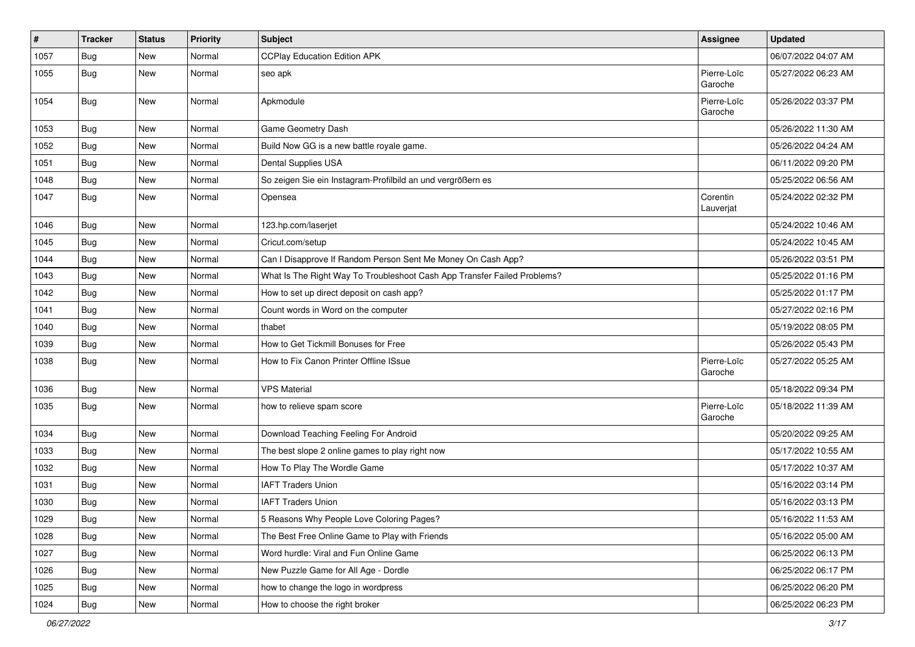| # | Tracker | Status | Priority | Subject | Assignee | Updated |
|---|---|---|---|---|---|---|
| 1057 | Bug | New | Normal | CCPlay Education Edition APK | | 06/07/2022 04:07 AM |
| 1055 | Bug | New | Normal | seo apk | Pierre-Loïc Garoche | 05/27/2022 06:23 AM |
| 1054 | Bug | New | Normal | Apkmodule | Pierre-Loïc Garoche | 05/26/2022 03:37 PM |
| 1053 | Bug | New | Normal | Game Geometry Dash | | 05/26/2022 11:30 AM |
| 1052 | Bug | New | Normal | Build Now GG is a new battle royale game. | | 05/26/2022 04:24 AM |
| 1051 | Bug | New | Normal | Dental Supplies USA | | 06/11/2022 09:20 PM |
| 1048 | Bug | New | Normal | So zeigen Sie ein Instagram-Profilbild an und vergrößern es | | 05/25/2022 06:56 AM |
| 1047 | Bug | New | Normal | Opensea | Corentin Lauverjat | 05/24/2022 02:32 PM |
| 1046 | Bug | New | Normal | 123.hp.com/laserjet | | 05/24/2022 10:46 AM |
| 1045 | Bug | New | Normal | Cricut.com/setup | | 05/24/2022 10:45 AM |
| 1044 | Bug | New | Normal | Can I Disapprove If Random Person Sent Me Money On Cash App? | | 05/26/2022 03:51 PM |
| 1043 | Bug | New | Normal | What Is The Right Way To Troubleshoot Cash App Transfer Failed Problems? | | 05/25/2022 01:16 PM |
| 1042 | Bug | New | Normal | How to set up direct deposit on cash app? | | 05/25/2022 01:17 PM |
| 1041 | Bug | New | Normal | Count words in Word on the computer | | 05/27/2022 02:16 PM |
| 1040 | Bug | New | Normal | thabet | | 05/19/2022 08:05 PM |
| 1039 | Bug | New | Normal | How to Get Tickmill Bonuses for Free | | 05/26/2022 05:43 PM |
| 1038 | Bug | New | Normal | How to Fix Canon Printer Offline ISsue | Pierre-Loïc Garoche | 05/27/2022 05:25 AM |
| 1036 | Bug | New | Normal | VPS Material | | 05/18/2022 09:34 PM |
| 1035 | Bug | New | Normal | how to relieve spam score | Pierre-Loïc Garoche | 05/18/2022 11:39 AM |
| 1034 | Bug | New | Normal | Download Teaching Feeling For Android | | 05/20/2022 09:25 AM |
| 1033 | Bug | New | Normal | The best slope 2 online games to play right now | | 05/17/2022 10:55 AM |
| 1032 | Bug | New | Normal | How To Play The Wordle Game | | 05/17/2022 10:37 AM |
| 1031 | Bug | New | Normal | IAFT Traders Union | | 05/16/2022 03:14 PM |
| 1030 | Bug | New | Normal | IAFT Traders Union | | 05/16/2022 03:13 PM |
| 1029 | Bug | New | Normal | 5 Reasons Why People Love Coloring Pages? | | 05/16/2022 11:53 AM |
| 1028 | Bug | New | Normal | The Best Free Online Game to Play with Friends | | 05/16/2022 05:00 AM |
| 1027 | Bug | New | Normal | Word hurdle: Viral and Fun Online Game | | 06/25/2022 06:13 PM |
| 1026 | Bug | New | Normal | New Puzzle Game for All Age - Dordle | | 06/25/2022 06:17 PM |
| 1025 | Bug | New | Normal | how to change the logo in wordpress | | 06/25/2022 06:20 PM |
| 1024 | Bug | New | Normal | How to choose the right broker | | 06/25/2022 06:23 PM |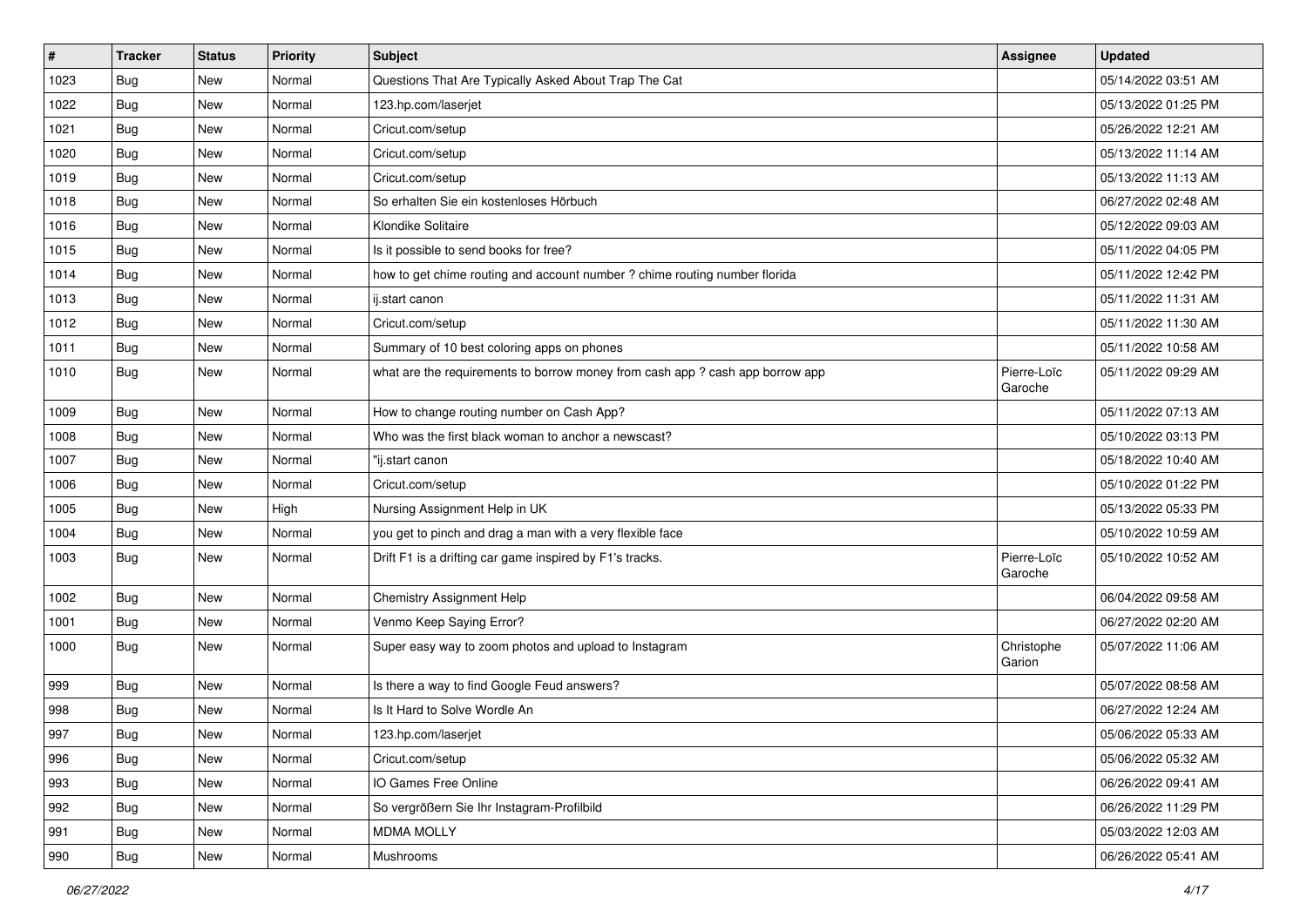| # | Tracker | Status | Priority | Subject | Assignee | Updated |
|---|---|---|---|---|---|---|
| 1023 | Bug | New | Normal | Questions That Are Typically Asked About Trap The Cat | | 05/14/2022 03:51 AM |
| 1022 | Bug | New | Normal | 123.hp.com/laserjet | | 05/13/2022 01:25 PM |
| 1021 | Bug | New | Normal | Cricut.com/setup | | 05/26/2022 12:21 AM |
| 1020 | Bug | New | Normal | Cricut.com/setup | | 05/13/2022 11:14 AM |
| 1019 | Bug | New | Normal | Cricut.com/setup | | 05/13/2022 11:13 AM |
| 1018 | Bug | New | Normal | So erhalten Sie ein kostenloses Hörbuch | | 06/27/2022 02:48 AM |
| 1016 | Bug | New | Normal | Klondike Solitaire | | 05/12/2022 09:03 AM |
| 1015 | Bug | New | Normal | Is it possible to send books for free? | | 05/11/2022 04:05 PM |
| 1014 | Bug | New | Normal | how to get chime routing and account number ? chime routing number florida | | 05/11/2022 12:42 PM |
| 1013 | Bug | New | Normal | ij.start canon | | 05/11/2022 11:31 AM |
| 1012 | Bug | New | Normal | Cricut.com/setup | | 05/11/2022 11:30 AM |
| 1011 | Bug | New | Normal | Summary of 10 best coloring apps on phones | | 05/11/2022 10:58 AM |
| 1010 | Bug | New | Normal | what are the requirements to borrow money from cash app ? cash app borrow app | Pierre-Loïc Garoche | 05/11/2022 09:29 AM |
| 1009 | Bug | New | Normal | How to change routing number on Cash App? | | 05/11/2022 07:13 AM |
| 1008 | Bug | New | Normal | Who was the first black woman to anchor a newscast? | | 05/10/2022 03:13 PM |
| 1007 | Bug | New | Normal | "ij.start canon | | 05/18/2022 10:40 AM |
| 1006 | Bug | New | Normal | Cricut.com/setup | | 05/10/2022 01:22 PM |
| 1005 | Bug | New | High | Nursing Assignment Help in UK | | 05/13/2022 05:33 PM |
| 1004 | Bug | New | Normal | you get to pinch and drag a man with a very flexible face | | 05/10/2022 10:59 AM |
| 1003 | Bug | New | Normal | Drift F1 is a drifting car game inspired by F1's tracks. | Pierre-Loïc Garoche | 05/10/2022 10:52 AM |
| 1002 | Bug | New | Normal | Chemistry Assignment Help | | 06/04/2022 09:58 AM |
| 1001 | Bug | New | Normal | Venmo Keep Saying Error? | | 06/27/2022 02:20 AM |
| 1000 | Bug | New | Normal | Super easy way to zoom photos and upload to Instagram | Christophe Garion | 05/07/2022 11:06 AM |
| 999 | Bug | New | Normal | Is there a way to find Google Feud answers? | | 05/07/2022 08:58 AM |
| 998 | Bug | New | Normal | Is It Hard to Solve Wordle An | | 06/27/2022 12:24 AM |
| 997 | Bug | New | Normal | 123.hp.com/laserjet | | 05/06/2022 05:33 AM |
| 996 | Bug | New | Normal | Cricut.com/setup | | 05/06/2022 05:32 AM |
| 993 | Bug | New | Normal | IO Games Free Online | | 06/26/2022 09:41 AM |
| 992 | Bug | New | Normal | So vergrößern Sie Ihr Instagram-Profilbild | | 06/26/2022 11:29 PM |
| 991 | Bug | New | Normal | MDMA MOLLY | | 05/03/2022 12:03 AM |
| 990 | Bug | New | Normal | Mushrooms | | 06/26/2022 05:41 AM |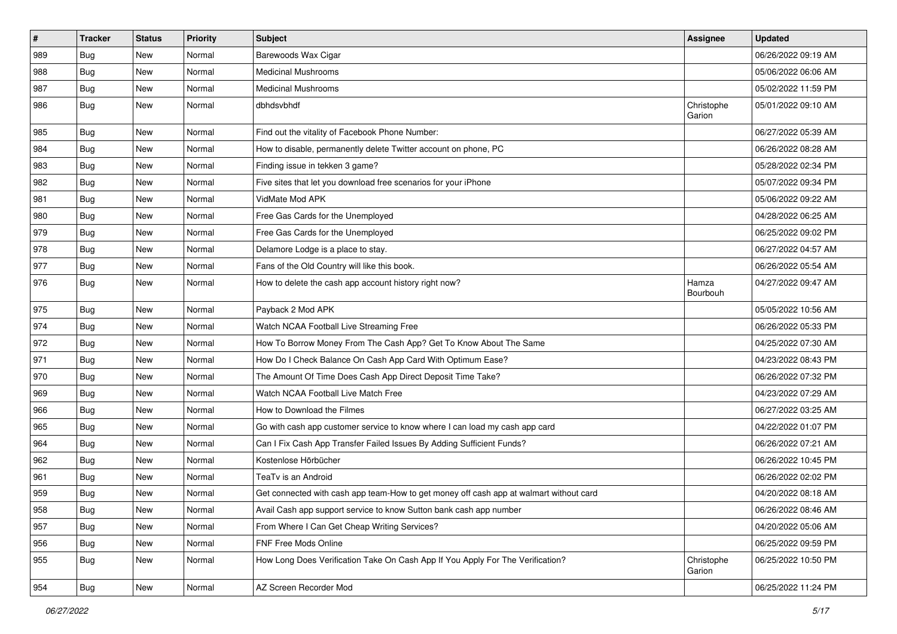| # | Tracker | Status | Priority | Subject | Assignee | Updated |
|---|---|---|---|---|---|---|
| 989 | Bug | New | Normal | Barewoods Wax Cigar | | 06/26/2022 09:19 AM |
| 988 | Bug | New | Normal | Medicinal Mushrooms | | 05/06/2022 06:06 AM |
| 987 | Bug | New | Normal | Medicinal Mushrooms | | 05/02/2022 11:59 PM |
| 986 | Bug | New | Normal | dbhdsvbhdf | Christophe Garion | 05/01/2022 09:10 AM |
| 985 | Bug | New | Normal | Find out the vitality of Facebook Phone Number: | | 06/27/2022 05:39 AM |
| 984 | Bug | New | Normal | How to disable, permanently delete Twitter account on phone, PC | | 06/26/2022 08:28 AM |
| 983 | Bug | New | Normal | Finding issue in tekken 3 game? | | 05/28/2022 02:34 PM |
| 982 | Bug | New | Normal | Five sites that let you download free scenarios for your iPhone | | 05/07/2022 09:34 PM |
| 981 | Bug | New | Normal | VidMate Mod APK | | 05/06/2022 09:22 AM |
| 980 | Bug | New | Normal | Free Gas Cards for the Unemployed | | 04/28/2022 06:25 AM |
| 979 | Bug | New | Normal | Free Gas Cards for the Unemployed | | 06/25/2022 09:02 PM |
| 978 | Bug | New | Normal | Delamore Lodge is a place to stay. | | 06/27/2022 04:57 AM |
| 977 | Bug | New | Normal | Fans of the Old Country will like this book. | | 06/26/2022 05:54 AM |
| 976 | Bug | New | Normal | How to delete the cash app account history right now? | Hamza Bourbouh | 04/27/2022 09:47 AM |
| 975 | Bug | New | Normal | Payback 2 Mod APK | | 05/05/2022 10:56 AM |
| 974 | Bug | New | Normal | Watch NCAA Football Live Streaming Free | | 06/26/2022 05:33 PM |
| 972 | Bug | New | Normal | How To Borrow Money From The Cash App? Get To Know About The Same | | 04/25/2022 07:30 AM |
| 971 | Bug | New | Normal | How Do I Check Balance On Cash App Card With Optimum Ease? | | 04/23/2022 08:43 PM |
| 970 | Bug | New | Normal | The Amount Of Time Does Cash App Direct Deposit Time Take? | | 06/26/2022 07:32 PM |
| 969 | Bug | New | Normal | Watch NCAA Football Live Match Free | | 04/23/2022 07:29 AM |
| 966 | Bug | New | Normal | How to Download the Filmes | | 06/27/2022 03:25 AM |
| 965 | Bug | New | Normal | Go with cash app customer service to know where I can load my cash app card | | 04/22/2022 01:07 PM |
| 964 | Bug | New | Normal | Can I Fix Cash App Transfer Failed Issues By Adding Sufficient Funds? | | 06/26/2022 07:21 AM |
| 962 | Bug | New | Normal | Kostenlose Hörbücher | | 06/26/2022 10:45 PM |
| 961 | Bug | New | Normal | TeaTv is an Android | | 06/26/2022 02:02 PM |
| 959 | Bug | New | Normal | Get connected with cash app team-How to get money off cash app at walmart without card | | 04/20/2022 08:18 AM |
| 958 | Bug | New | Normal | Avail Cash app support service to know Sutton bank cash app number | | 06/26/2022 08:46 AM |
| 957 | Bug | New | Normal | From Where I Can Get Cheap Writing Services? | | 04/20/2022 05:06 AM |
| 956 | Bug | New | Normal | FNF Free Mods Online | | 06/25/2022 09:59 PM |
| 955 | Bug | New | Normal | How Long Does Verification Take On Cash App If You Apply For The Verification? | Christophe Garion | 06/25/2022 10:50 PM |
| 954 | Bug | New | Normal | AZ Screen Recorder Mod | | 06/25/2022 11:24 PM |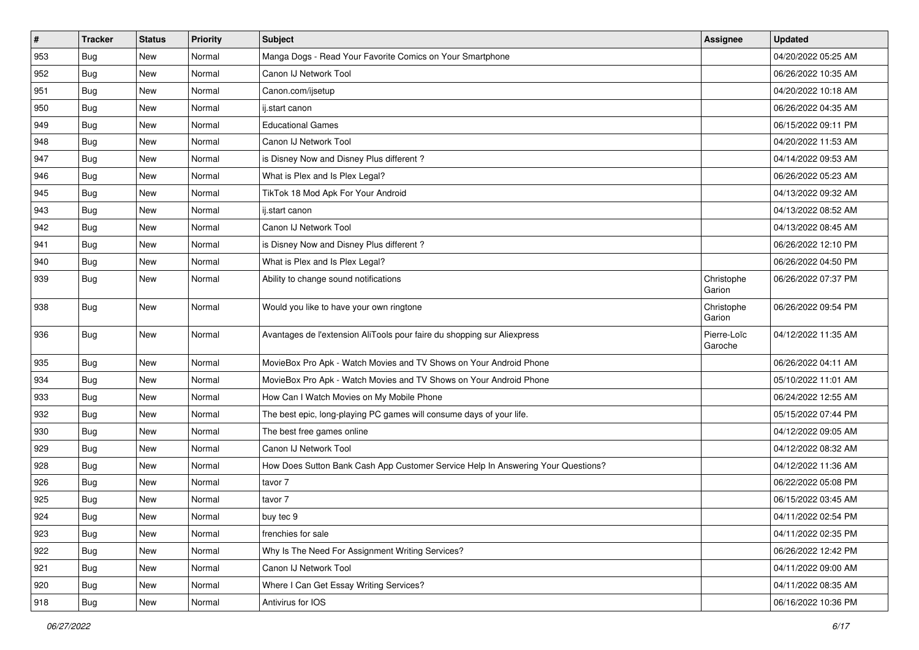| # | Tracker | Status | Priority | Subject | Assignee | Updated |
|---|---|---|---|---|---|---|
| 953 | Bug | New | Normal | Manga Dogs - Read Your Favorite Comics on Your Smartphone | | 04/20/2022 05:25 AM |
| 952 | Bug | New | Normal | Canon IJ Network Tool | | 06/26/2022 10:35 AM |
| 951 | Bug | New | Normal | Canon.com/ijsetup | | 04/20/2022 10:18 AM |
| 950 | Bug | New | Normal | ij.start canon | | 06/26/2022 04:35 AM |
| 949 | Bug | New | Normal | Educational Games | | 06/15/2022 09:11 PM |
| 948 | Bug | New | Normal | Canon IJ Network Tool | | 04/20/2022 11:53 AM |
| 947 | Bug | New | Normal | is Disney Now and Disney Plus different ? | | 04/14/2022 09:53 AM |
| 946 | Bug | New | Normal | What is Plex and Is Plex Legal? | | 06/26/2022 05:23 AM |
| 945 | Bug | New | Normal | TikTok 18 Mod Apk For Your Android | | 04/13/2022 09:32 AM |
| 943 | Bug | New | Normal | ij.start canon | | 04/13/2022 08:52 AM |
| 942 | Bug | New | Normal | Canon IJ Network Tool | | 04/13/2022 08:45 AM |
| 941 | Bug | New | Normal | is Disney Now and Disney Plus different ? | | 06/26/2022 12:10 PM |
| 940 | Bug | New | Normal | What is Plex and Is Plex Legal? | | 06/26/2022 04:50 PM |
| 939 | Bug | New | Normal | Ability to change sound notifications | Christophe Garion | 06/26/2022 07:37 PM |
| 938 | Bug | New | Normal | Would you like to have your own ringtone | Christophe Garion | 06/26/2022 09:54 PM |
| 936 | Bug | New | Normal | Avantages de l'extension AliTools pour faire du shopping sur Aliexpress | Pierre-Loïc Garoche | 04/12/2022 11:35 AM |
| 935 | Bug | New | Normal | MovieBox Pro Apk - Watch Movies and TV Shows on Your Android Phone | | 06/26/2022 04:11 AM |
| 934 | Bug | New | Normal | MovieBox Pro Apk - Watch Movies and TV Shows on Your Android Phone | | 05/10/2022 11:01 AM |
| 933 | Bug | New | Normal | How Can I Watch Movies on My Mobile Phone | | 06/24/2022 12:55 AM |
| 932 | Bug | New | Normal | The best epic, long-playing PC games will consume days of your life. | | 05/15/2022 07:44 PM |
| 930 | Bug | New | Normal | The best free games online | | 04/12/2022 09:05 AM |
| 929 | Bug | New | Normal | Canon IJ Network Tool | | 04/12/2022 08:32 AM |
| 928 | Bug | New | Normal | How Does Sutton Bank Cash App Customer Service Help In Answering Your Questions? | | 04/12/2022 11:36 AM |
| 926 | Bug | New | Normal | tavor 7 | | 06/22/2022 05:08 PM |
| 925 | Bug | New | Normal | tavor 7 | | 06/15/2022 03:45 AM |
| 924 | Bug | New | Normal | buy tec 9 | | 04/11/2022 02:54 PM |
| 923 | Bug | New | Normal | frenchies for sale | | 04/11/2022 02:35 PM |
| 922 | Bug | New | Normal | Why Is The Need For Assignment Writing Services? | | 06/26/2022 12:42 PM |
| 921 | Bug | New | Normal | Canon IJ Network Tool | | 04/11/2022 09:00 AM |
| 920 | Bug | New | Normal | Where I Can Get Essay Writing Services? | | 04/11/2022 08:35 AM |
| 918 | Bug | New | Normal | Antivirus for IOS | | 06/16/2022 10:36 PM |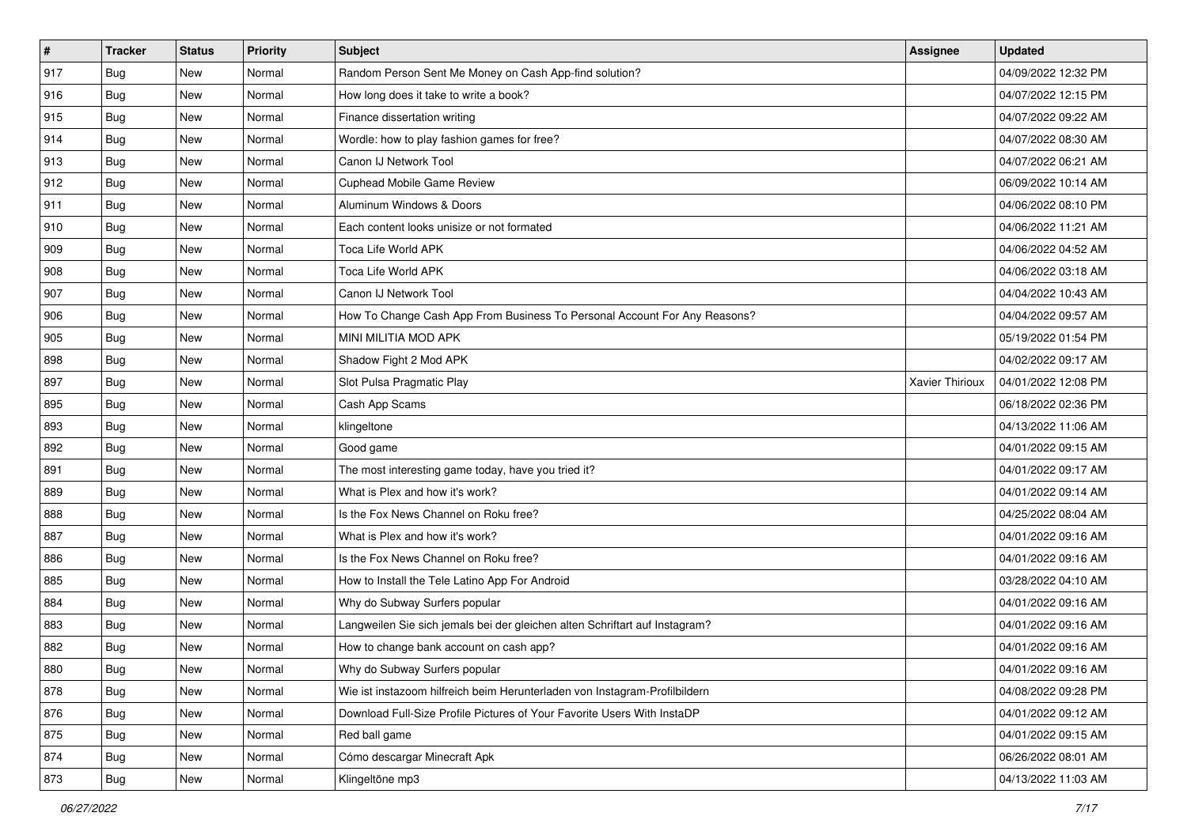| # | Tracker | Status | Priority | Subject | Assignee | Updated |
| --- | --- | --- | --- | --- | --- | --- |
| 917 | Bug | New | Normal | Random Person Sent Me Money on Cash App-find solution? | | 04/09/2022 12:32 PM |
| 916 | Bug | New | Normal | How long does it take to write a book? | | 04/07/2022 12:15 PM |
| 915 | Bug | New | Normal | Finance dissertation writing | | 04/07/2022 09:22 AM |
| 914 | Bug | New | Normal | Wordle: how to play fashion games for free? | | 04/07/2022 08:30 AM |
| 913 | Bug | New | Normal | Canon IJ Network Tool | | 04/07/2022 06:21 AM |
| 912 | Bug | New | Normal | Cuphead Mobile Game Review | | 06/09/2022 10:14 AM |
| 911 | Bug | New | Normal | Aluminum Windows & Doors | | 04/06/2022 08:10 PM |
| 910 | Bug | New | Normal | Each content looks unisize or not formated | | 04/06/2022 11:21 AM |
| 909 | Bug | New | Normal | Toca Life World APK | | 04/06/2022 04:52 AM |
| 908 | Bug | New | Normal | Toca Life World APK | | 04/06/2022 03:18 AM |
| 907 | Bug | New | Normal | Canon IJ Network Tool | | 04/04/2022 10:43 AM |
| 906 | Bug | New | Normal | How To Change Cash App From Business To Personal Account For Any Reasons? | | 04/04/2022 09:57 AM |
| 905 | Bug | New | Normal | MINI MILITIA MOD APK | | 05/19/2022 01:54 PM |
| 898 | Bug | New | Normal | Shadow Fight 2 Mod APK | | 04/02/2022 09:17 AM |
| 897 | Bug | New | Normal | Slot Pulsa Pragmatic Play | Xavier Thirioux | 04/01/2022 12:08 PM |
| 895 | Bug | New | Normal | Cash App Scams | | 06/18/2022 02:36 PM |
| 893 | Bug | New | Normal | klingeltone | | 04/13/2022 11:06 AM |
| 892 | Bug | New | Normal | Good game | | 04/01/2022 09:15 AM |
| 891 | Bug | New | Normal | The most interesting game today, have you tried it? | | 04/01/2022 09:17 AM |
| 889 | Bug | New | Normal | What is Plex and how it's work? | | 04/01/2022 09:14 AM |
| 888 | Bug | New | Normal | Is the Fox News Channel on Roku free? | | 04/25/2022 08:04 AM |
| 887 | Bug | New | Normal | What is Plex and how it's work? | | 04/01/2022 09:16 AM |
| 886 | Bug | New | Normal | Is the Fox News Channel on Roku free? | | 04/01/2022 09:16 AM |
| 885 | Bug | New | Normal | How to Install the Tele Latino App For Android | | 03/28/2022 04:10 AM |
| 884 | Bug | New | Normal | Why do Subway Surfers popular | | 04/01/2022 09:16 AM |
| 883 | Bug | New | Normal | Langweilen Sie sich jemals bei der gleichen alten Schriftart auf Instagram? | | 04/01/2022 09:16 AM |
| 882 | Bug | New | Normal | How to change bank account on cash app? | | 04/01/2022 09:16 AM |
| 880 | Bug | New | Normal | Why do Subway Surfers popular | | 04/01/2022 09:16 AM |
| 878 | Bug | New | Normal | Wie ist instazoom hilfreich beim Herunterladen von Instagram-Profilbildern | | 04/08/2022 09:28 PM |
| 876 | Bug | New | Normal | Download Full-Size Profile Pictures of Your Favorite Users With InstaDP | | 04/01/2022 09:12 AM |
| 875 | Bug | New | Normal | Red ball game | | 04/01/2022 09:15 AM |
| 874 | Bug | New | Normal | Cómo descargar Minecraft Apk | | 06/26/2022 08:01 AM |
| 873 | Bug | New | Normal | Klingeltöne mp3 | | 04/13/2022 11:03 AM |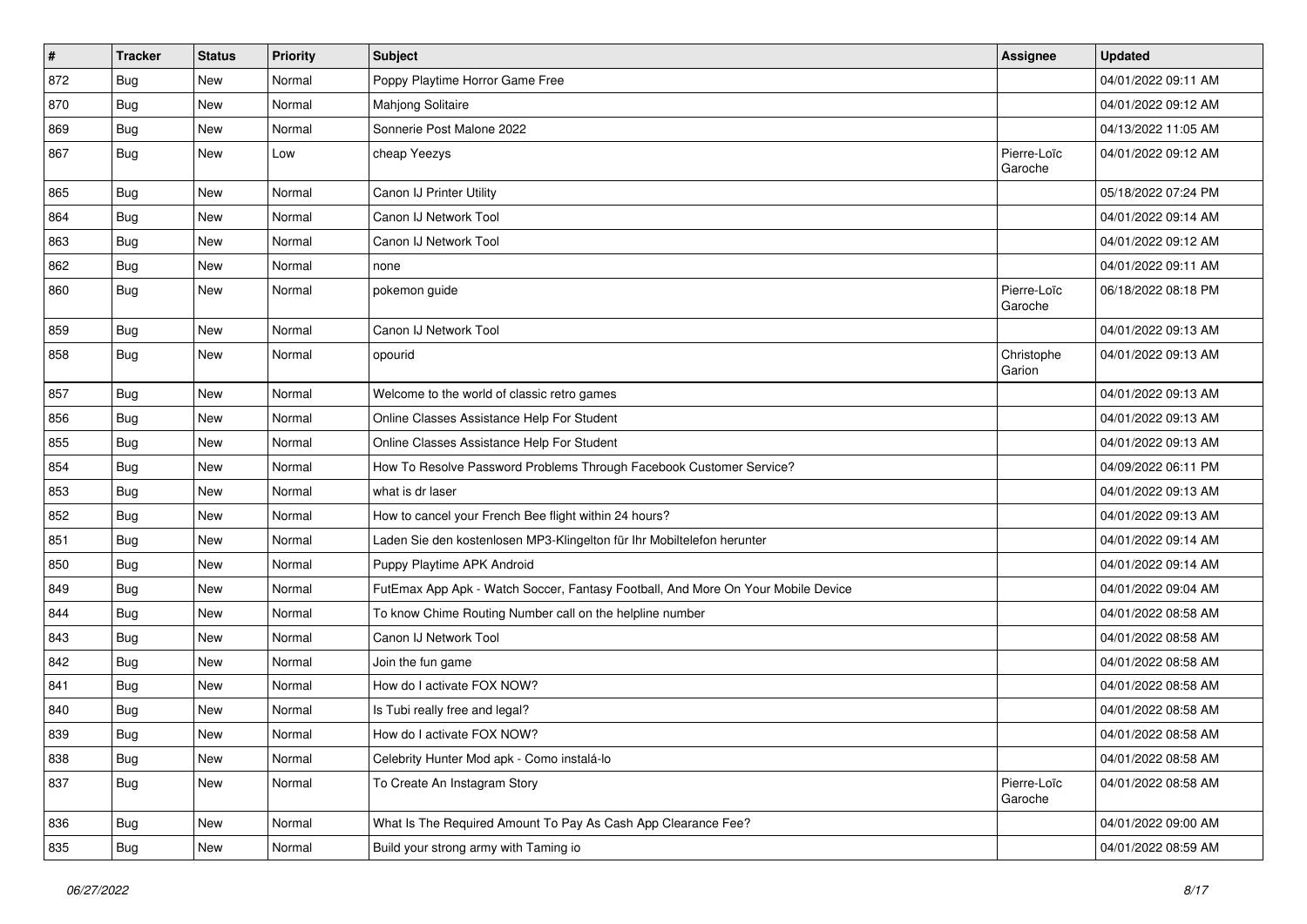| # | Tracker | Status | Priority | Subject | Assignee | Updated |
| --- | --- | --- | --- | --- | --- | --- |
| 872 | Bug | New | Normal | Poppy Playtime Horror Game Free | | 04/01/2022 09:11 AM |
| 870 | Bug | New | Normal | Mahjong Solitaire | | 04/01/2022 09:12 AM |
| 869 | Bug | New | Normal | Sonnerie Post Malone 2022 | | 04/13/2022 11:05 AM |
| 867 | Bug | New | Low | cheap Yeezys | Pierre-Loïc Garoche | 04/01/2022 09:12 AM |
| 865 | Bug | New | Normal | Canon IJ Printer Utility | | 05/18/2022 07:24 PM |
| 864 | Bug | New | Normal | Canon IJ Network Tool | | 04/01/2022 09:14 AM |
| 863 | Bug | New | Normal | Canon IJ Network Tool | | 04/01/2022 09:12 AM |
| 862 | Bug | New | Normal | none | | 04/01/2022 09:11 AM |
| 860 | Bug | New | Normal | pokemon guide | Pierre-Loïc Garoche | 06/18/2022 08:18 PM |
| 859 | Bug | New | Normal | Canon IJ Network Tool | | 04/01/2022 09:13 AM |
| 858 | Bug | New | Normal | opourid | Christophe Garion | 04/01/2022 09:13 AM |
| 857 | Bug | New | Normal | Welcome to the world of classic retro games | | 04/01/2022 09:13 AM |
| 856 | Bug | New | Normal | Online Classes Assistance Help For Student | | 04/01/2022 09:13 AM |
| 855 | Bug | New | Normal | Online Classes Assistance Help For Student | | 04/01/2022 09:13 AM |
| 854 | Bug | New | Normal | How To Resolve Password Problems Through Facebook Customer Service? | | 04/09/2022 06:11 PM |
| 853 | Bug | New | Normal | what is dr laser | | 04/01/2022 09:13 AM |
| 852 | Bug | New | Normal | How to cancel your French Bee flight within 24 hours? | | 04/01/2022 09:13 AM |
| 851 | Bug | New | Normal | Laden Sie den kostenlosen MP3-Klingelton für Ihr Mobiltelefon herunter | | 04/01/2022 09:14 AM |
| 850 | Bug | New | Normal | Puppy Playtime APK Android | | 04/01/2022 09:14 AM |
| 849 | Bug | New | Normal | FutEmax App Apk - Watch Soccer, Fantasy Football, And More On Your Mobile Device | | 04/01/2022 09:04 AM |
| 844 | Bug | New | Normal | To know Chime Routing Number call on the helpline number | | 04/01/2022 08:58 AM |
| 843 | Bug | New | Normal | Canon IJ Network Tool | | 04/01/2022 08:58 AM |
| 842 | Bug | New | Normal | Join the fun game | | 04/01/2022 08:58 AM |
| 841 | Bug | New | Normal | How do I activate FOX NOW? | | 04/01/2022 08:58 AM |
| 840 | Bug | New | Normal | Is Tubi really free and legal? | | 04/01/2022 08:58 AM |
| 839 | Bug | New | Normal | How do I activate FOX NOW? | | 04/01/2022 08:58 AM |
| 838 | Bug | New | Normal | Celebrity Hunter Mod apk - Como instalá-lo | | 04/01/2022 08:58 AM |
| 837 | Bug | New | Normal | To Create An Instagram Story | Pierre-Loïc Garoche | 04/01/2022 08:58 AM |
| 836 | Bug | New | Normal | What Is The Required Amount To Pay As Cash App Clearance Fee? | | 04/01/2022 09:00 AM |
| 835 | Bug | New | Normal | Build your strong army with Taming io | | 04/01/2022 08:59 AM |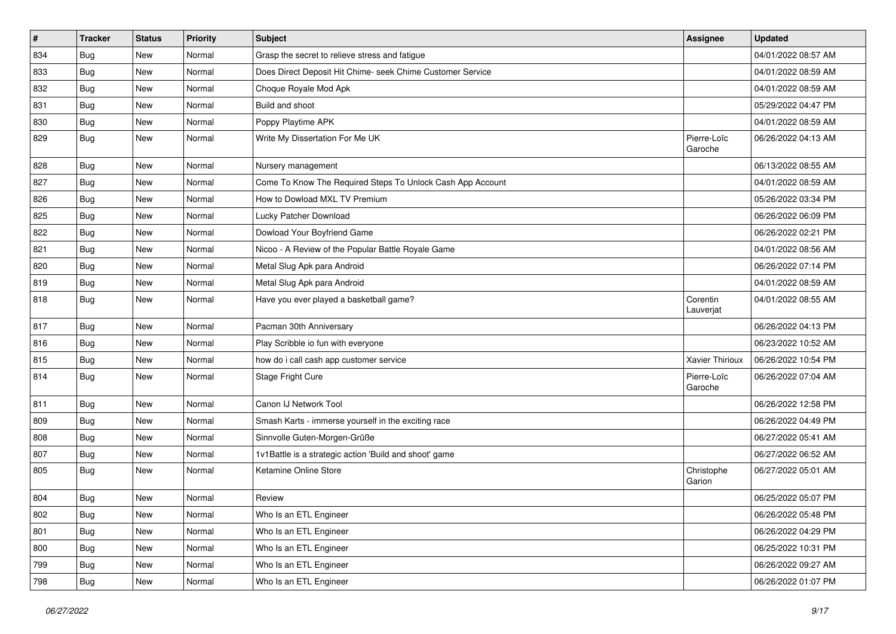| # | Tracker | Status | Priority | Subject | Assignee | Updated |
|---|---|---|---|---|---|---|
| 834 | Bug | New | Normal | Grasp the secret to relieve stress and fatigue | | 04/01/2022 08:57 AM |
| 833 | Bug | New | Normal | Does Direct Deposit Hit Chime- seek Chime Customer Service | | 04/01/2022 08:59 AM |
| 832 | Bug | New | Normal | Choque Royale Mod Apk | | 04/01/2022 08:59 AM |
| 831 | Bug | New | Normal | Build and shoot | | 05/29/2022 04:47 PM |
| 830 | Bug | New | Normal | Poppy Playtime APK | | 04/01/2022 08:59 AM |
| 829 | Bug | New | Normal | Write My Dissertation For Me UK | Pierre-Loïc Garoche | 06/26/2022 04:13 AM |
| 828 | Bug | New | Normal | Nursery management | | 06/13/2022 08:55 AM |
| 827 | Bug | New | Normal | Come To Know The Required Steps To Unlock Cash App Account | | 04/01/2022 08:59 AM |
| 826 | Bug | New | Normal | How to Dowload MXL TV Premium | | 05/26/2022 03:34 PM |
| 825 | Bug | New | Normal | Lucky Patcher Download | | 06/26/2022 06:09 PM |
| 822 | Bug | New | Normal | Dowload Your Boyfriend Game | | 06/26/2022 02:21 PM |
| 821 | Bug | New | Normal | Nicoo - A Review of the Popular Battle Royale Game | | 04/01/2022 08:56 AM |
| 820 | Bug | New | Normal | Metal Slug Apk para Android | | 06/26/2022 07:14 PM |
| 819 | Bug | New | Normal | Metal Slug Apk para Android | | 04/01/2022 08:59 AM |
| 818 | Bug | New | Normal | Have you ever played a basketball game? | Corentin Lauverjat | 04/01/2022 08:55 AM |
| 817 | Bug | New | Normal | Pacman 30th Anniversary | | 06/26/2022 04:13 PM |
| 816 | Bug | New | Normal | Play Scribble io fun with everyone | | 06/23/2022 10:52 AM |
| 815 | Bug | New | Normal | how do i call cash app customer service | Xavier Thirioux | 06/26/2022 10:54 PM |
| 814 | Bug | New | Normal | Stage Fright Cure | Pierre-Loïc Garoche | 06/26/2022 07:04 AM |
| 811 | Bug | New | Normal | Canon IJ Network Tool | | 06/26/2022 12:58 PM |
| 809 | Bug | New | Normal | Smash Karts - immerse yourself in the exciting race | | 06/26/2022 04:49 PM |
| 808 | Bug | New | Normal | Sinnvolle Guten-Morgen-Grüße | | 06/27/2022 05:41 AM |
| 807 | Bug | New | Normal | 1v1Battle is a strategic action 'Build and shoot' game | | 06/27/2022 06:52 AM |
| 805 | Bug | New | Normal | Ketamine Online Store | Christophe Garion | 06/27/2022 05:01 AM |
| 804 | Bug | New | Normal | Review | | 06/25/2022 05:07 PM |
| 802 | Bug | New | Normal | Who Is an ETL Engineer | | 06/26/2022 05:48 PM |
| 801 | Bug | New | Normal | Who Is an ETL Engineer | | 06/26/2022 04:29 PM |
| 800 | Bug | New | Normal | Who Is an ETL Engineer | | 06/25/2022 10:31 PM |
| 799 | Bug | New | Normal | Who Is an ETL Engineer | | 06/26/2022 09:27 AM |
| 798 | Bug | New | Normal | Who Is an ETL Engineer | | 06/26/2022 01:07 PM |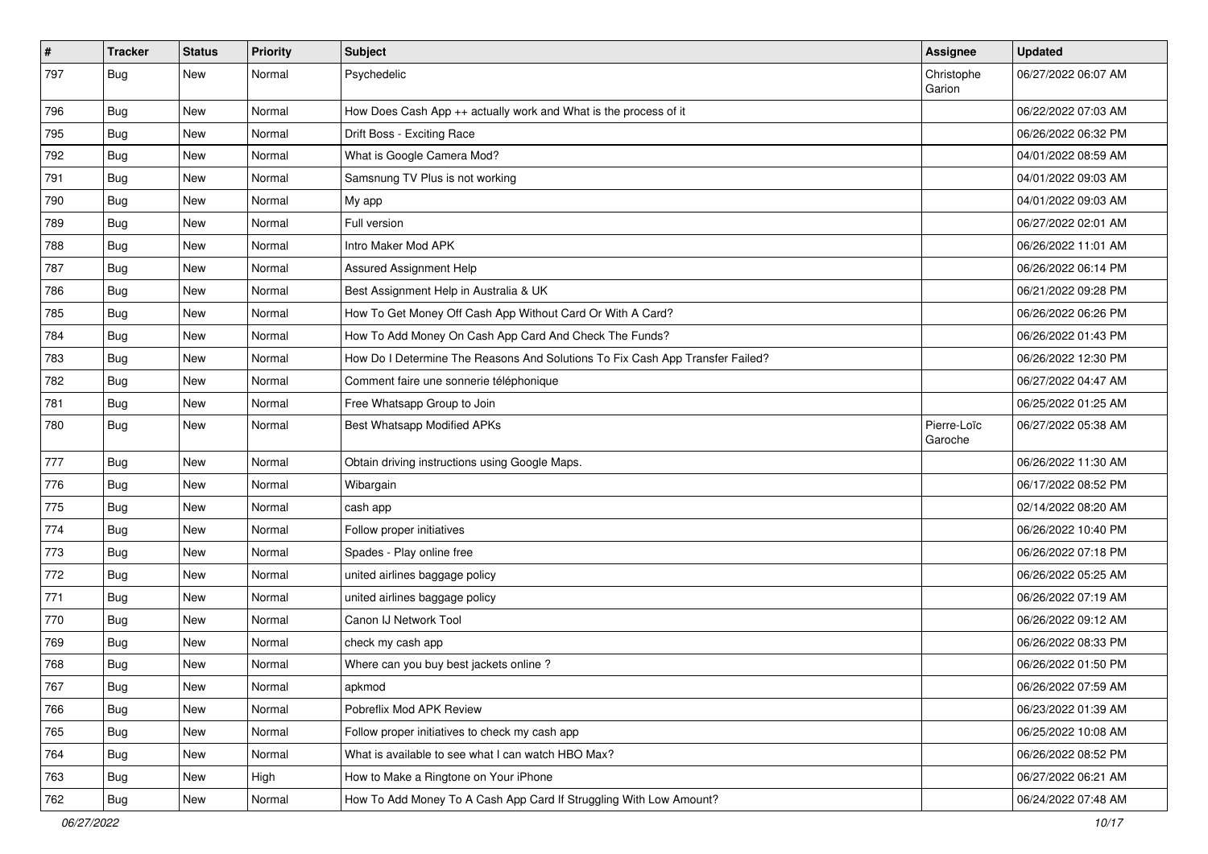| # | Tracker | Status | Priority | Subject | Assignee | Updated |
|---|---|---|---|---|---|---|
| 797 | Bug | New | Normal | Psychedelic | Christophe Garion | 06/27/2022 06:07 AM |
| 796 | Bug | New | Normal | How Does Cash App ++ actually work and What is the process of it | | 06/22/2022 07:03 AM |
| 795 | Bug | New | Normal | Drift Boss - Exciting Race | | 06/26/2022 06:32 PM |
| 792 | Bug | New | Normal | What is Google Camera Mod? | | 04/01/2022 08:59 AM |
| 791 | Bug | New | Normal | Samsnung TV Plus is not working | | 04/01/2022 09:03 AM |
| 790 | Bug | New | Normal | My app | | 04/01/2022 09:03 AM |
| 789 | Bug | New | Normal | Full version | | 06/27/2022 02:01 AM |
| 788 | Bug | New | Normal | Intro Maker Mod APK | | 06/26/2022 11:01 AM |
| 787 | Bug | New | Normal | Assured Assignment Help | | 06/26/2022 06:14 PM |
| 786 | Bug | New | Normal | Best Assignment Help in Australia & UK | | 06/21/2022 09:28 PM |
| 785 | Bug | New | Normal | How To Get Money Off Cash App Without Card Or With A Card? | | 06/26/2022 06:26 PM |
| 784 | Bug | New | Normal | How To Add Money On Cash App Card And Check The Funds? | | 06/26/2022 01:43 PM |
| 783 | Bug | New | Normal | How Do I Determine The Reasons And Solutions To Fix Cash App Transfer Failed? | | 06/26/2022 12:30 PM |
| 782 | Bug | New | Normal | Comment faire une sonnerie téléphonique | | 06/27/2022 04:47 AM |
| 781 | Bug | New | Normal | Free Whatsapp Group to Join | | 06/25/2022 01:25 AM |
| 780 | Bug | New | Normal | Best Whatsapp Modified APKs | Pierre-Loïc Garoche | 06/27/2022 05:38 AM |
| 777 | Bug | New | Normal | Obtain driving instructions using Google Maps. | | 06/26/2022 11:30 AM |
| 776 | Bug | New | Normal | Wibargain | | 06/17/2022 08:52 PM |
| 775 | Bug | New | Normal | cash app | | 02/14/2022 08:20 AM |
| 774 | Bug | New | Normal | Follow proper initiatives | | 06/26/2022 10:40 PM |
| 773 | Bug | New | Normal | Spades - Play online free | | 06/26/2022 07:18 PM |
| 772 | Bug | New | Normal | united airlines baggage policy | | 06/26/2022 05:25 AM |
| 771 | Bug | New | Normal | united airlines baggage policy | | 06/26/2022 07:19 AM |
| 770 | Bug | New | Normal | Canon IJ Network Tool | | 06/26/2022 09:12 AM |
| 769 | Bug | New | Normal | check my cash app | | 06/26/2022 08:33 PM |
| 768 | Bug | New | Normal | Where can you buy best jackets online ? | | 06/26/2022 01:50 PM |
| 767 | Bug | New | Normal | apkmod | | 06/26/2022 07:59 AM |
| 766 | Bug | New | Normal | Pobreflix Mod APK Review | | 06/23/2022 01:39 AM |
| 765 | Bug | New | Normal | Follow proper initiatives to check my cash app | | 06/25/2022 10:08 AM |
| 764 | Bug | New | Normal | What is available to see what I can watch HBO Max? | | 06/26/2022 08:52 PM |
| 763 | Bug | New | High | How to Make a Ringtone on Your iPhone | | 06/27/2022 06:21 AM |
| 762 | Bug | New | Normal | How To Add Money To A Cash App Card If Struggling With Low Amount? | | 06/24/2022 07:48 AM |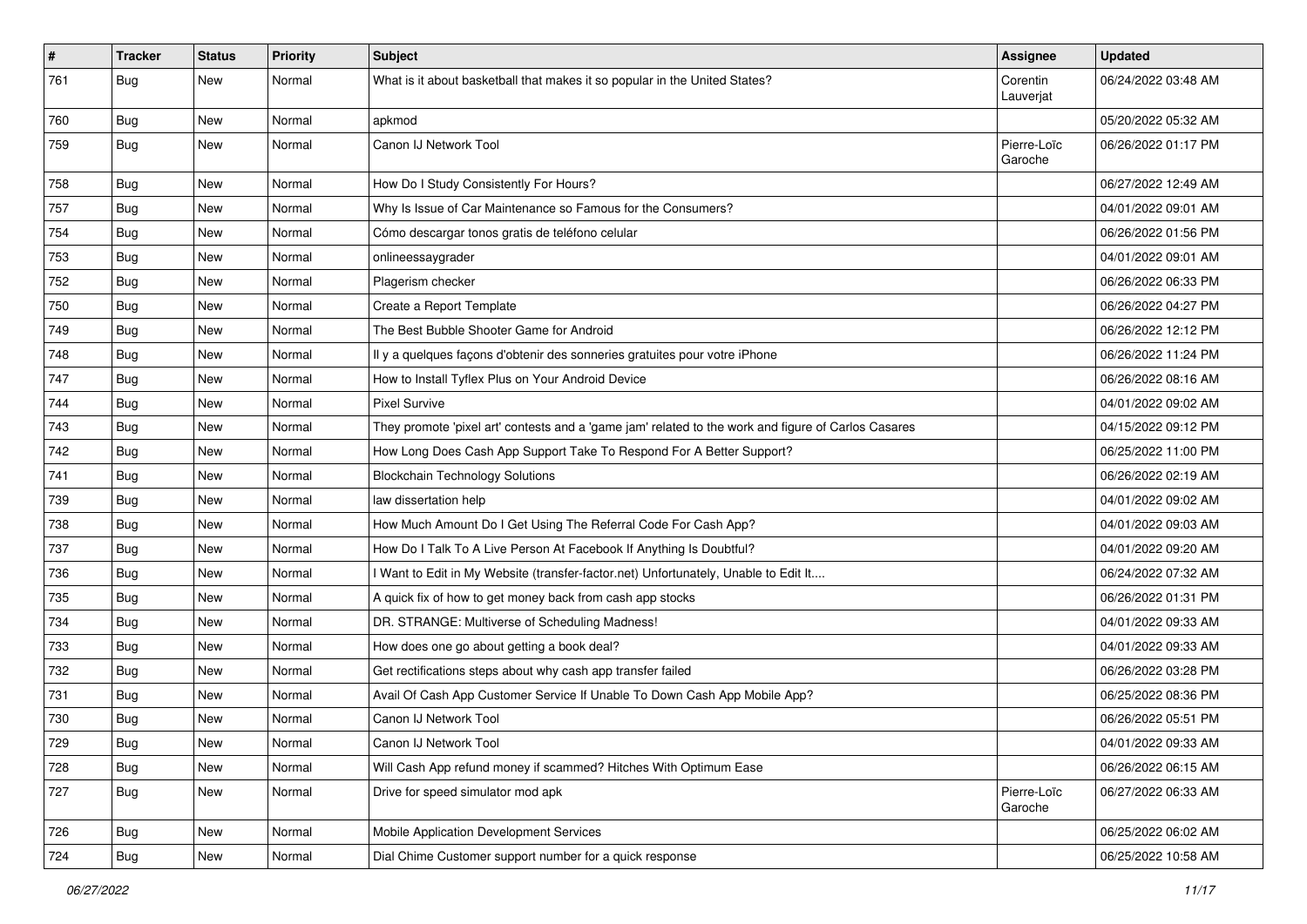| # | Tracker | Status | Priority | Subject | Assignee | Updated |
|---|---|---|---|---|---|---|
| 761 | Bug | New | Normal | What is it about basketball that makes it so popular in the United States? | Corentin Lauverjat | 06/24/2022 03:48 AM |
| 760 | Bug | New | Normal | apkmod | | 05/20/2022 05:32 AM |
| 759 | Bug | New | Normal | Canon IJ Network Tool | Pierre-Loïc Garoche | 06/26/2022 01:17 PM |
| 758 | Bug | New | Normal | How Do I Study Consistently For Hours? | | 06/27/2022 12:49 AM |
| 757 | Bug | New | Normal | Why Is Issue of Car Maintenance so Famous for the Consumers? | | 04/01/2022 09:01 AM |
| 754 | Bug | New | Normal | Cómo descargar tonos gratis de teléfono celular | | 06/26/2022 01:56 PM |
| 753 | Bug | New | Normal | onlineessaygrader | | 04/01/2022 09:01 AM |
| 752 | Bug | New | Normal | Plagerism checker | | 06/26/2022 06:33 PM |
| 750 | Bug | New | Normal | Create a Report Template | | 06/26/2022 04:27 PM |
| 749 | Bug | New | Normal | The Best Bubble Shooter Game for Android | | 06/26/2022 12:12 PM |
| 748 | Bug | New | Normal | Il y a quelques façons d'obtenir des sonneries gratuites pour votre iPhone | | 06/26/2022 11:24 PM |
| 747 | Bug | New | Normal | How to Install Tyflex Plus on Your Android Device | | 06/26/2022 08:16 AM |
| 744 | Bug | New | Normal | Pixel Survive | | 04/01/2022 09:02 AM |
| 743 | Bug | New | Normal | They promote 'pixel art' contests and a 'game jam' related to the work and figure of Carlos Casares | | 04/15/2022 09:12 PM |
| 742 | Bug | New | Normal | How Long Does Cash App Support Take To Respond For A Better Support? | | 06/25/2022 11:00 PM |
| 741 | Bug | New | Normal | Blockchain Technology Solutions | | 06/26/2022 02:19 AM |
| 739 | Bug | New | Normal | law dissertation help | | 04/01/2022 09:02 AM |
| 738 | Bug | New | Normal | How Much Amount Do I Get Using The Referral Code For Cash App? | | 04/01/2022 09:03 AM |
| 737 | Bug | New | Normal | How Do I Talk To A Live Person At Facebook If Anything Is Doubtful? | | 04/01/2022 09:20 AM |
| 736 | Bug | New | Normal | I Want to Edit in My Website (transfer-factor.net) Unfortunately, Unable to Edit It.... | | 06/24/2022 07:32 AM |
| 735 | Bug | New | Normal | A quick fix of how to get money back from cash app stocks | | 06/26/2022 01:31 PM |
| 734 | Bug | New | Normal | DR. STRANGE: Multiverse of Scheduling Madness! | | 04/01/2022 09:33 AM |
| 733 | Bug | New | Normal | How does one go about getting a book deal? | | 04/01/2022 09:33 AM |
| 732 | Bug | New | Normal | Get rectifications steps about why cash app transfer failed | | 06/26/2022 03:28 PM |
| 731 | Bug | New | Normal | Avail Of Cash App Customer Service If Unable To Down Cash App Mobile App? | | 06/25/2022 08:36 PM |
| 730 | Bug | New | Normal | Canon IJ Network Tool | | 06/26/2022 05:51 PM |
| 729 | Bug | New | Normal | Canon IJ Network Tool | | 04/01/2022 09:33 AM |
| 728 | Bug | New | Normal | Will Cash App refund money if scammed? Hitches With Optimum Ease | | 06/26/2022 06:15 AM |
| 727 | Bug | New | Normal | Drive for speed simulator mod apk | Pierre-Loïc Garoche | 06/27/2022 06:33 AM |
| 726 | Bug | New | Normal | Mobile Application Development Services | | 06/25/2022 06:02 AM |
| 724 | Bug | New | Normal | Dial Chime Customer support number for a quick response | | 06/25/2022 10:58 AM |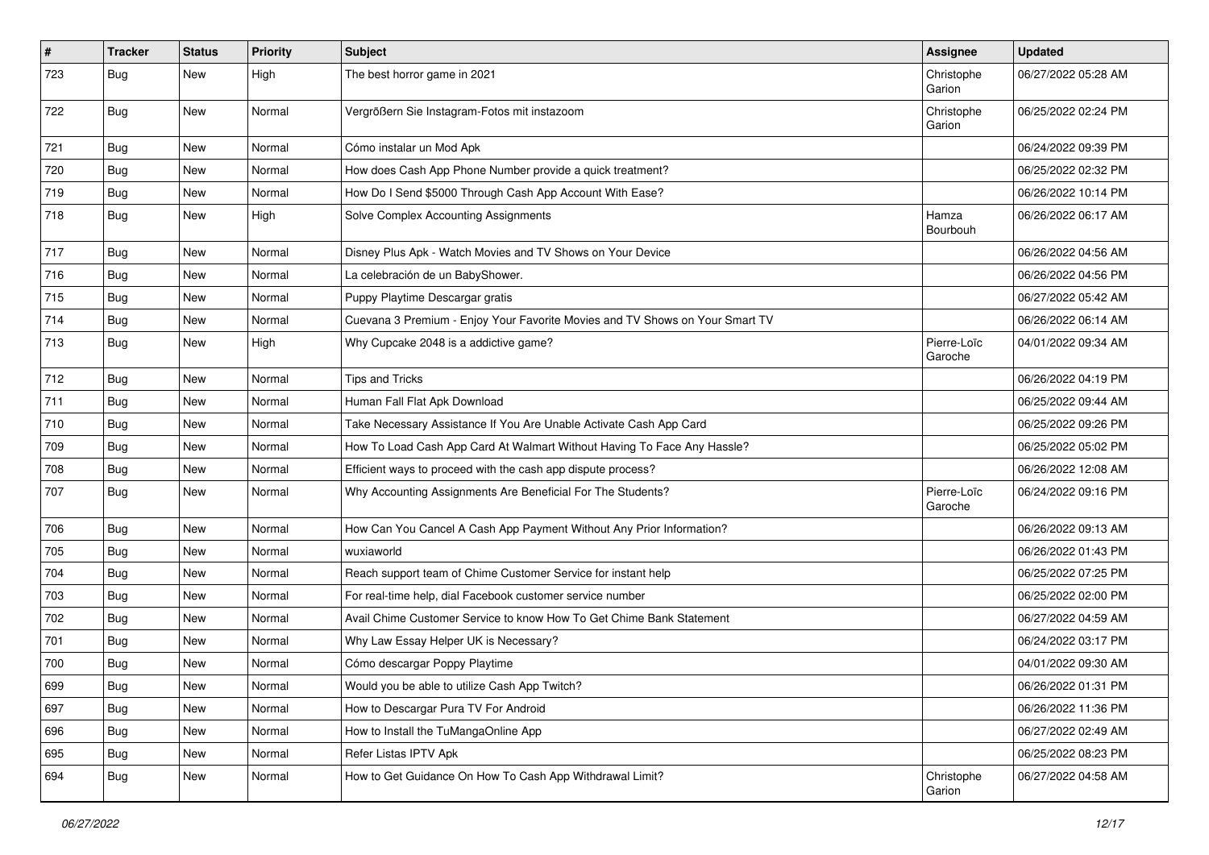| # | Tracker | Status | Priority | Subject | Assignee | Updated |
|---|---|---|---|---|---|---|
| 723 | Bug | New | High | The best horror game in 2021 | Christophe Garion | 06/27/2022 05:28 AM |
| 722 | Bug | New | Normal | Vergrößern Sie Instagram-Fotos mit instazoom | Christophe Garion | 06/25/2022 02:24 PM |
| 721 | Bug | New | Normal | Cómo instalar un Mod Apk | | 06/24/2022 09:39 PM |
| 720 | Bug | New | Normal | How does Cash App Phone Number provide a quick treatment? | | 06/25/2022 02:32 PM |
| 719 | Bug | New | Normal | How Do I Send $5000 Through Cash App Account With Ease? | | 06/26/2022 10:14 PM |
| 718 | Bug | New | High | Solve Complex Accounting Assignments | Hamza Bourbouh | 06/26/2022 06:17 AM |
| 717 | Bug | New | Normal | Disney Plus Apk - Watch Movies and TV Shows on Your Device | | 06/26/2022 04:56 AM |
| 716 | Bug | New | Normal | La celebración de un BabyShower. | | 06/26/2022 04:56 PM |
| 715 | Bug | New | Normal | Puppy Playtime Descargar gratis | | 06/27/2022 05:42 AM |
| 714 | Bug | New | Normal | Cuevana 3 Premium - Enjoy Your Favorite Movies and TV Shows on Your Smart TV | | 06/26/2022 06:14 AM |
| 713 | Bug | New | High | Why Cupcake 2048 is a addictive game? | Pierre-Loïc Garoche | 04/01/2022 09:34 AM |
| 712 | Bug | New | Normal | Tips and Tricks | | 06/26/2022 04:19 PM |
| 711 | Bug | New | Normal | Human Fall Flat Apk Download | | 06/25/2022 09:44 AM |
| 710 | Bug | New | Normal | Take Necessary Assistance If You Are Unable Activate Cash App Card | | 06/25/2022 09:26 PM |
| 709 | Bug | New | Normal | How To Load Cash App Card At Walmart Without Having To Face Any Hassle? | | 06/25/2022 05:02 PM |
| 708 | Bug | New | Normal | Efficient ways to proceed with the cash app dispute process? | | 06/26/2022 12:08 AM |
| 707 | Bug | New | Normal | Why Accounting Assignments Are Beneficial For The Students? | Pierre-Loïc Garoche | 06/24/2022 09:16 PM |
| 706 | Bug | New | Normal | How Can You Cancel A Cash App Payment Without Any Prior Information? | | 06/26/2022 09:13 AM |
| 705 | Bug | New | Normal | wuxiaworld | | 06/26/2022 01:43 PM |
| 704 | Bug | New | Normal | Reach support team of Chime Customer Service for instant help | | 06/25/2022 07:25 PM |
| 703 | Bug | New | Normal | For real-time help, dial Facebook customer service number | | 06/25/2022 02:00 PM |
| 702 | Bug | New | Normal | Avail Chime Customer Service to know How To Get Chime Bank Statement | | 06/27/2022 04:59 AM |
| 701 | Bug | New | Normal | Why Law Essay Helper UK is Necessary? | | 06/24/2022 03:17 PM |
| 700 | Bug | New | Normal | Cómo descargar Poppy Playtime | | 04/01/2022 09:30 AM |
| 699 | Bug | New | Normal | Would you be able to utilize Cash App Twitch? | | 06/26/2022 01:31 PM |
| 697 | Bug | New | Normal | How to Descargar Pura TV For Android | | 06/26/2022 11:36 PM |
| 696 | Bug | New | Normal | How to Install the TuMangaOnline App | | 06/27/2022 02:49 AM |
| 695 | Bug | New | Normal | Refer Listas IPTV Apk | | 06/25/2022 08:23 PM |
| 694 | Bug | New | Normal | How to Get Guidance On How To Cash App Withdrawal Limit? | Christophe Garion | 06/27/2022 04:58 AM |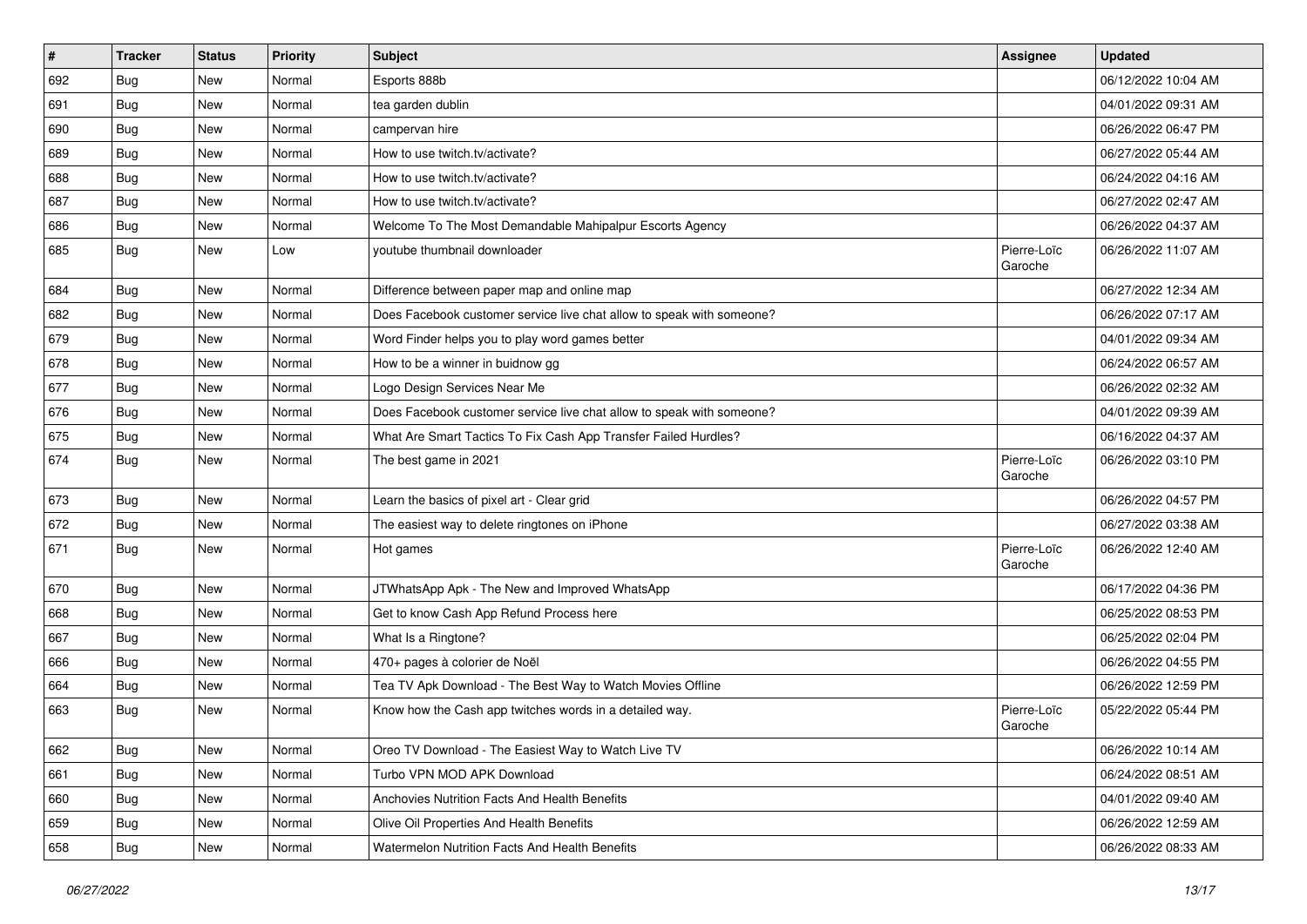| # | Tracker | Status | Priority | Subject | Assignee | Updated |
|---|---|---|---|---|---|---|
| 692 | Bug | New | Normal | Esports 888b | | 06/12/2022 10:04 AM |
| 691 | Bug | New | Normal | tea garden dublin | | 04/01/2022 09:31 AM |
| 690 | Bug | New | Normal | campervan hire | | 06/26/2022 06:47 PM |
| 689 | Bug | New | Normal | How to use twitch.tv/activate? | | 06/27/2022 05:44 AM |
| 688 | Bug | New | Normal | How to use twitch.tv/activate? | | 06/24/2022 04:16 AM |
| 687 | Bug | New | Normal | How to use twitch.tv/activate? | | 06/27/2022 02:47 AM |
| 686 | Bug | New | Normal | Welcome To The Most Demandable Mahipalpur Escorts Agency | | 06/26/2022 04:37 AM |
| 685 | Bug | New | Low | youtube thumbnail downloader | Pierre-Loïc Garoche | 06/26/2022 11:07 AM |
| 684 | Bug | New | Normal | Difference between paper map and online map | | 06/27/2022 12:34 AM |
| 682 | Bug | New | Normal | Does Facebook customer service live chat allow to speak with someone? | | 06/26/2022 07:17 AM |
| 679 | Bug | New | Normal | Word Finder helps you to play word games better | | 04/01/2022 09:34 AM |
| 678 | Bug | New | Normal | How to be a winner in buidnow gg | | 06/24/2022 06:57 AM |
| 677 | Bug | New | Normal | Logo Design Services Near Me | | 06/26/2022 02:32 AM |
| 676 | Bug | New | Normal | Does Facebook customer service live chat allow to speak with someone? | | 04/01/2022 09:39 AM |
| 675 | Bug | New | Normal | What Are Smart Tactics To Fix Cash App Transfer Failed Hurdles? | | 06/16/2022 04:37 AM |
| 674 | Bug | New | Normal | The best game in 2021 | Pierre-Loïc Garoche | 06/26/2022 03:10 PM |
| 673 | Bug | New | Normal | Learn the basics of pixel art - Clear grid | | 06/26/2022 04:57 PM |
| 672 | Bug | New | Normal | The easiest way to delete ringtones on iPhone | | 06/27/2022 03:38 AM |
| 671 | Bug | New | Normal | Hot games | Pierre-Loïc Garoche | 06/26/2022 12:40 AM |
| 670 | Bug | New | Normal | JTWhatsApp Apk - The New and Improved WhatsApp | | 06/17/2022 04:36 PM |
| 668 | Bug | New | Normal | Get to know Cash App Refund Process here | | 06/25/2022 08:53 PM |
| 667 | Bug | New | Normal | What Is a Ringtone? | | 06/25/2022 02:04 PM |
| 666 | Bug | New | Normal | 470+ pages à colorier de Noël | | 06/26/2022 04:55 PM |
| 664 | Bug | New | Normal | Tea TV Apk Download - The Best Way to Watch Movies Offline | | 06/26/2022 12:59 PM |
| 663 | Bug | New | Normal | Know how the Cash app twitches words in a detailed way. | Pierre-Loïc Garoche | 05/22/2022 05:44 PM |
| 662 | Bug | New | Normal | Oreo TV Download - The Easiest Way to Watch Live TV | | 06/26/2022 10:14 AM |
| 661 | Bug | New | Normal | Turbo VPN MOD APK Download | | 06/24/2022 08:51 AM |
| 660 | Bug | New | Normal | Anchovies Nutrition Facts And Health Benefits | | 04/01/2022 09:40 AM |
| 659 | Bug | New | Normal | Olive Oil Properties And Health Benefits | | 06/26/2022 12:59 AM |
| 658 | Bug | New | Normal | Watermelon Nutrition Facts And Health Benefits | | 06/26/2022 08:33 AM |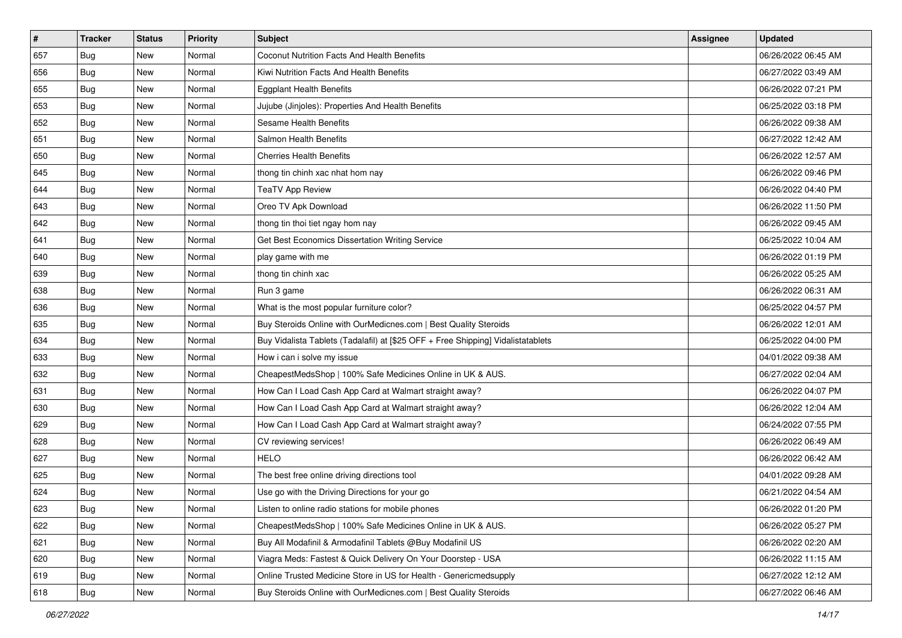| # | Tracker | Status | Priority | Subject | Assignee | Updated |
|---|---|---|---|---|---|---|
| 657 | Bug | New | Normal | Coconut Nutrition Facts And Health Benefits | | 06/26/2022 06:45 AM |
| 656 | Bug | New | Normal | Kiwi Nutrition Facts And Health Benefits | | 06/27/2022 03:49 AM |
| 655 | Bug | New | Normal | Eggplant Health Benefits | | 06/26/2022 07:21 PM |
| 653 | Bug | New | Normal | Jujube (Jinjoles): Properties And Health Benefits | | 06/25/2022 03:18 PM |
| 652 | Bug | New | Normal | Sesame Health Benefits | | 06/26/2022 09:38 AM |
| 651 | Bug | New | Normal | Salmon Health Benefits | | 06/27/2022 12:42 AM |
| 650 | Bug | New | Normal | Cherries Health Benefits | | 06/26/2022 12:57 AM |
| 645 | Bug | New | Normal | thong tin chinh xac nhat hom nay | | 06/26/2022 09:46 PM |
| 644 | Bug | New | Normal | TeaTV App Review | | 06/26/2022 04:40 PM |
| 643 | Bug | New | Normal | Oreo TV Apk Download | | 06/26/2022 11:50 PM |
| 642 | Bug | New | Normal | thong tin thoi tiet ngay hom nay | | 06/26/2022 09:45 AM |
| 641 | Bug | New | Normal | Get Best Economics Dissertation Writing Service | | 06/25/2022 10:04 AM |
| 640 | Bug | New | Normal | play game with me | | 06/26/2022 01:19 PM |
| 639 | Bug | New | Normal | thong tin chinh xac | | 06/26/2022 05:25 AM |
| 638 | Bug | New | Normal | Run 3 game | | 06/26/2022 06:31 AM |
| 636 | Bug | New | Normal | What is the most popular furniture color? | | 06/25/2022 04:57 PM |
| 635 | Bug | New | Normal | Buy Steroids Online with OurMedicnes.com \| Best Quality Steroids | | 06/26/2022 12:01 AM |
| 634 | Bug | New | Normal | Buy Vidalista Tablets (Tadalafil) at [$25 OFF + Free Shipping] Vidalistatablets | | 06/25/2022 04:00 PM |
| 633 | Bug | New | Normal | How i can i solve my issue | | 04/01/2022 09:38 AM |
| 632 | Bug | New | Normal | CheapestMedsShop \| 100% Safe Medicines Online in UK & AUS. | | 06/27/2022 02:04 AM |
| 631 | Bug | New | Normal | How Can I Load Cash App Card at Walmart straight away? | | 06/26/2022 04:07 PM |
| 630 | Bug | New | Normal | How Can I Load Cash App Card at Walmart straight away? | | 06/26/2022 12:04 AM |
| 629 | Bug | New | Normal | How Can I Load Cash App Card at Walmart straight away? | | 06/24/2022 07:55 PM |
| 628 | Bug | New | Normal | CV reviewing services! | | 06/26/2022 06:49 AM |
| 627 | Bug | New | Normal | HELO | | 06/26/2022 06:42 AM |
| 625 | Bug | New | Normal | The best free online driving directions tool | | 04/01/2022 09:28 AM |
| 624 | Bug | New | Normal | Use go with the Driving Directions for your go | | 06/21/2022 04:54 AM |
| 623 | Bug | New | Normal | Listen to online radio stations for mobile phones | | 06/26/2022 01:20 PM |
| 622 | Bug | New | Normal | CheapestMedsShop \| 100% Safe Medicines Online in UK & AUS. | | 06/26/2022 05:27 PM |
| 621 | Bug | New | Normal | Buy All Modafinil & Armodafinil Tablets @Buy Modafinil US | | 06/26/2022 02:20 AM |
| 620 | Bug | New | Normal | Viagra Meds: Fastest & Quick Delivery On Your Doorstep - USA | | 06/26/2022 11:15 AM |
| 619 | Bug | New | Normal | Online Trusted Medicine Store in US for Health - Genericmedsupply | | 06/27/2022 12:12 AM |
| 618 | Bug | New | Normal | Buy Steroids Online with OurMedicnes.com \| Best Quality Steroids | | 06/27/2022 06:46 AM |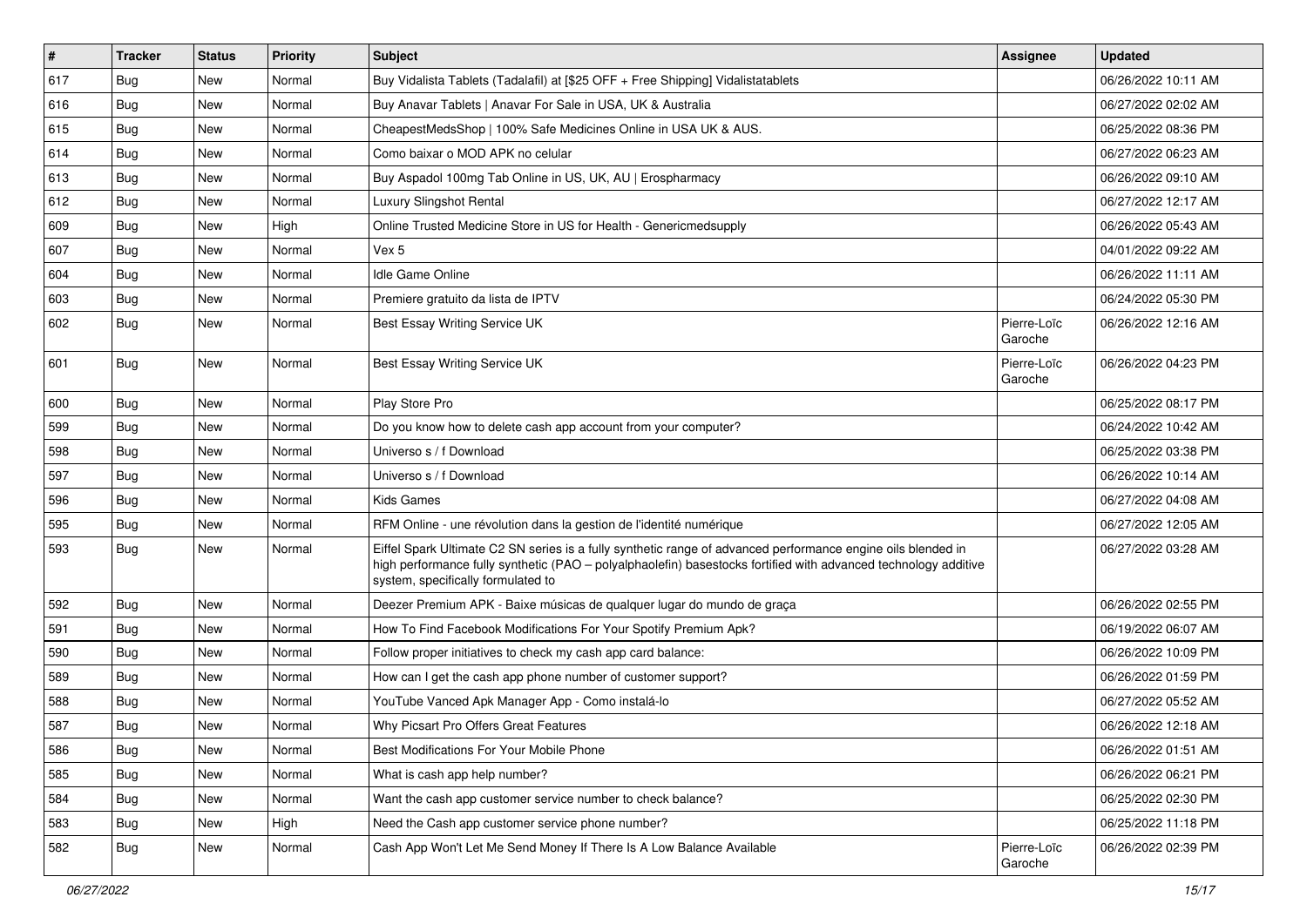| # | Tracker | Status | Priority | Subject | Assignee | Updated |
|---|---|---|---|---|---|---|
| 617 | Bug | New | Normal | Buy Vidalista Tablets (Tadalafil) at [$25 OFF + Free Shipping] Vidalistatablets | | 06/26/2022 10:11 AM |
| 616 | Bug | New | Normal | Buy Anavar Tablets \| Anavar For Sale in USA, UK & Australia | | 06/27/2022 02:02 AM |
| 615 | Bug | New | Normal | CheapestMedsShop \| 100% Safe Medicines Online in USA UK & AUS. | | 06/25/2022 08:36 PM |
| 614 | Bug | New | Normal | Como baixar o MOD APK no celular | | 06/27/2022 06:23 AM |
| 613 | Bug | New | Normal | Buy Aspadol 100mg Tab Online in US, UK, AU \| Erospharmacy | | 06/26/2022 09:10 AM |
| 612 | Bug | New | Normal | Luxury Slingshot Rental | | 06/27/2022 12:17 AM |
| 609 | Bug | New | High | Online Trusted Medicine Store in US for Health - Genericmedsupply | | 06/26/2022 05:43 AM |
| 607 | Bug | New | Normal | Vex 5 | | 04/01/2022 09:22 AM |
| 604 | Bug | New | Normal | Idle Game Online | | 06/26/2022 11:11 AM |
| 603 | Bug | New | Normal | Premiere gratuito da lista de IPTV | | 06/24/2022 05:30 PM |
| 602 | Bug | New | Normal | Best Essay Writing Service UK | Pierre-Loïc Garoche | 06/26/2022 12:16 AM |
| 601 | Bug | New | Normal | Best Essay Writing Service UK | Pierre-Loïc Garoche | 06/26/2022 04:23 PM |
| 600 | Bug | New | Normal | Play Store Pro | | 06/25/2022 08:17 PM |
| 599 | Bug | New | Normal | Do you know how to delete cash app account from your computer? | | 06/24/2022 10:42 AM |
| 598 | Bug | New | Normal | Universo s / f Download | | 06/25/2022 03:38 PM |
| 597 | Bug | New | Normal | Universo s / f Download | | 06/26/2022 10:14 AM |
| 596 | Bug | New | Normal | Kids Games | | 06/27/2022 04:08 AM |
| 595 | Bug | New | Normal | RFM Online - une révolution dans la gestion de l'identité numérique | | 06/27/2022 12:05 AM |
| 593 | Bug | New | Normal | Eiffel Spark Ultimate C2 SN series is a fully synthetic range of advanced performance engine oils blended in high performance fully synthetic (PAO – polyalphaolefin) basestocks fortified with advanced technology additive system, specifically formulated to | | 06/27/2022 03:28 AM |
| 592 | Bug | New | Normal | Deezer Premium APK - Baixe músicas de qualquer lugar do mundo de graça | | 06/26/2022 02:55 PM |
| 591 | Bug | New | Normal | How To Find Facebook Modifications For Your Spotify Premium Apk? | | 06/19/2022 06:07 AM |
| 590 | Bug | New | Normal | Follow proper initiatives to check my cash app card balance: | | 06/26/2022 10:09 PM |
| 589 | Bug | New | Normal | How can I get the cash app phone number of customer support? | | 06/26/2022 01:59 PM |
| 588 | Bug | New | Normal | YouTube Vanced Apk Manager App - Como instalá-lo | | 06/27/2022 05:52 AM |
| 587 | Bug | New | Normal | Why Picsart Pro Offers Great Features | | 06/26/2022 12:18 AM |
| 586 | Bug | New | Normal | Best Modifications For Your Mobile Phone | | 06/26/2022 01:51 AM |
| 585 | Bug | New | Normal | What is cash app help number? | | 06/26/2022 06:21 PM |
| 584 | Bug | New | Normal | Want the cash app customer service number to check balance? | | 06/25/2022 02:30 PM |
| 583 | Bug | New | High | Need the Cash app customer service phone number? | | 06/25/2022 11:18 PM |
| 582 | Bug | New | Normal | Cash App Won't Let Me Send Money If There Is A Low Balance Available | Pierre-Loïc Garoche | 06/26/2022 02:39 PM |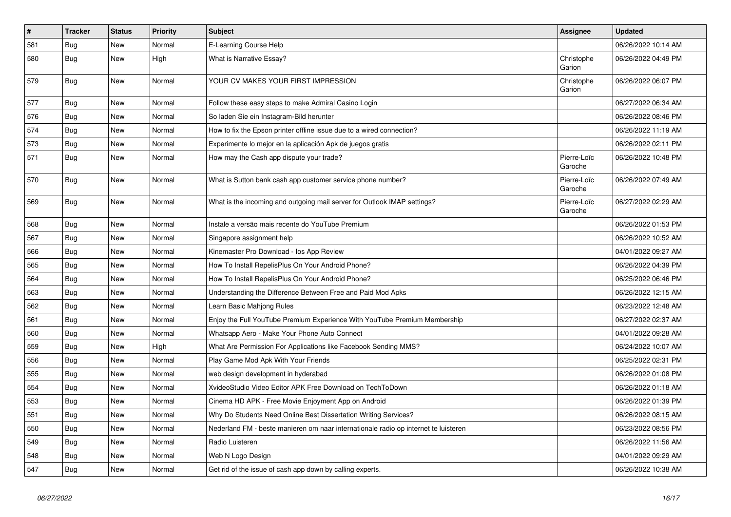| # | Tracker | Status | Priority | Subject | Assignee | Updated |
|---|---|---|---|---|---|---|
| 581 | Bug | New | Normal | E-Learning Course Help | | 06/26/2022 10:14 AM |
| 580 | Bug | New | High | What is Narrative Essay? | Christophe Garion | 06/26/2022 04:49 PM |
| 579 | Bug | New | Normal | YOUR CV MAKES YOUR FIRST IMPRESSION | Christophe Garion | 06/26/2022 06:07 PM |
| 577 | Bug | New | Normal | Follow these easy steps to make Admiral Casino Login | | 06/27/2022 06:34 AM |
| 576 | Bug | New | Normal | So laden Sie ein Instagram-Bild herunter | | 06/26/2022 08:46 PM |
| 574 | Bug | New | Normal | How to fix the Epson printer offline issue due to a wired connection? | | 06/26/2022 11:19 AM |
| 573 | Bug | New | Normal | Experimente lo mejor en la aplicación Apk de juegos gratis | | 06/26/2022 02:11 PM |
| 571 | Bug | New | Normal | How may the Cash app dispute your trade? | Pierre-Loïc Garoche | 06/26/2022 10:48 PM |
| 570 | Bug | New | Normal | What is Sutton bank cash app customer service phone number? | Pierre-Loïc Garoche | 06/26/2022 07:49 AM |
| 569 | Bug | New | Normal | What is the incoming and outgoing mail server for Outlook IMAP settings? | Pierre-Loïc Garoche | 06/27/2022 02:29 AM |
| 568 | Bug | New | Normal | Instale a versão mais recente do YouTube Premium | | 06/26/2022 01:53 PM |
| 567 | Bug | New | Normal | Singapore assignment help | | 06/26/2022 10:52 AM |
| 566 | Bug | New | Normal | Kinemaster Pro Download - Ios App Review | | 04/01/2022 09:27 AM |
| 565 | Bug | New | Normal | How To Install RepelisPlus On Your Android Phone? | | 06/26/2022 04:39 PM |
| 564 | Bug | New | Normal | How To Install RepelisPlus On Your Android Phone? | | 06/25/2022 06:46 PM |
| 563 | Bug | New | Normal | Understanding the Difference Between Free and Paid Mod Apks | | 06/26/2022 12:15 AM |
| 562 | Bug | New | Normal | Learn Basic Mahjong Rules | | 06/23/2022 12:48 AM |
| 561 | Bug | New | Normal | Enjoy the Full YouTube Premium Experience With YouTube Premium Membership | | 06/27/2022 02:37 AM |
| 560 | Bug | New | Normal | Whatsapp Aero - Make Your Phone Auto Connect | | 04/01/2022 09:28 AM |
| 559 | Bug | New | High | What Are Permission For Applications like Facebook Sending MMS? | | 06/24/2022 10:07 AM |
| 556 | Bug | New | Normal | Play Game Mod Apk With Your Friends | | 06/25/2022 02:31 PM |
| 555 | Bug | New | Normal | web design development in hyderabad | | 06/26/2022 01:08 PM |
| 554 | Bug | New | Normal | XvideoStudio Video Editor APK Free Download on TechToDown | | 06/26/2022 01:18 AM |
| 553 | Bug | New | Normal | Cinema HD APK - Free Movie Enjoyment App on Android | | 06/26/2022 01:39 PM |
| 551 | Bug | New | Normal | Why Do Students Need Online Best Dissertation Writing Services? | | 06/26/2022 08:15 AM |
| 550 | Bug | New | Normal | Nederland FM - beste manieren om naar internationale radio op internet te luisteren | | 06/23/2022 08:56 PM |
| 549 | Bug | New | Normal | Radio Luisteren | | 06/26/2022 11:56 AM |
| 548 | Bug | New | Normal | Web N Logo Design | | 04/01/2022 09:29 AM |
| 547 | Bug | New | Normal | Get rid of the issue of cash app down by calling experts. | | 06/26/2022 10:38 AM |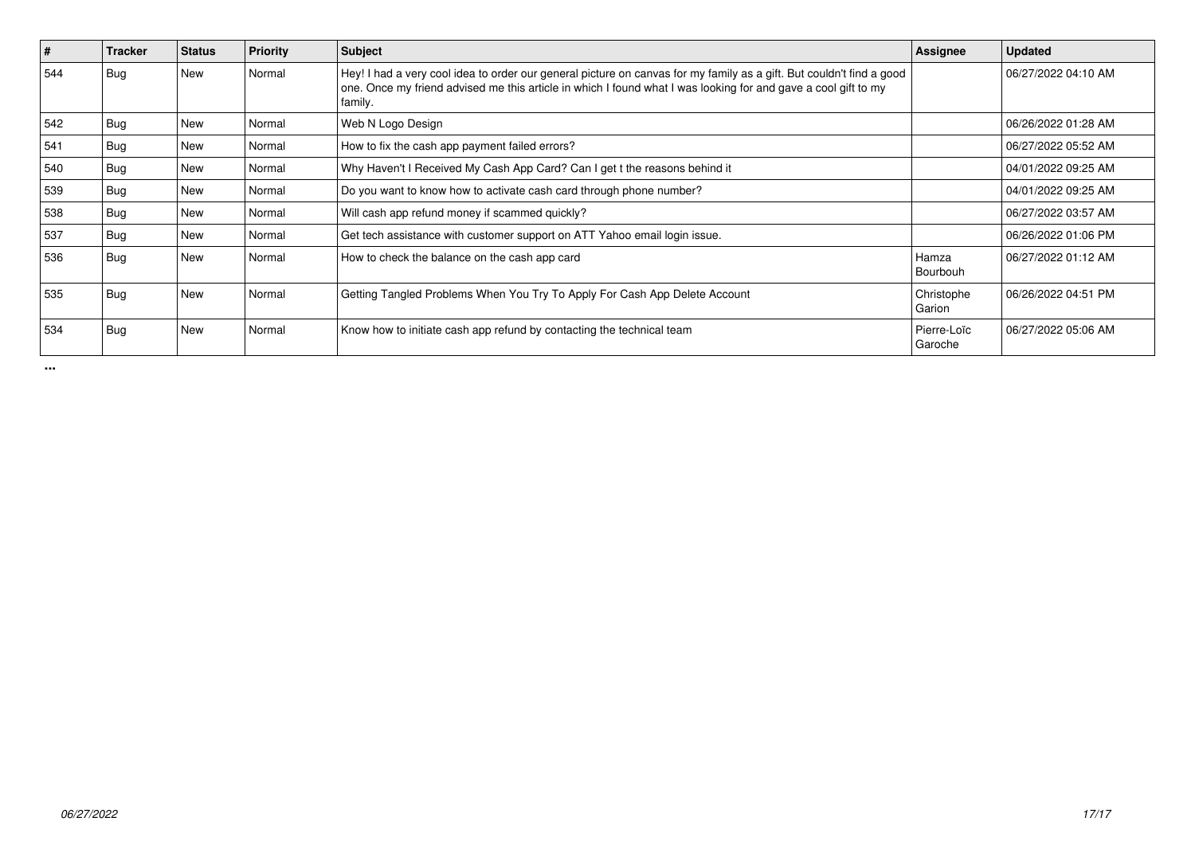| # | Tracker | Status | Priority | Subject | Assignee | Updated |
|---|---|---|---|---|---|---|
| 544 | Bug | New | Normal | Hey! I had a very cool idea to order our general picture on canvas for my family as a gift. But couldn't find a good one. Once my friend advised me this article in which I found what I was looking for and gave a cool gift to my family. | | 06/27/2022 04:10 AM |
| 542 | Bug | New | Normal | Web N Logo Design | | 06/26/2022 01:28 AM |
| 541 | Bug | New | Normal | How to fix the cash app payment failed errors? | | 06/27/2022 05:52 AM |
| 540 | Bug | New | Normal | Why Haven't I Received My Cash App Card? Can I get t the reasons behind it | | 04/01/2022 09:25 AM |
| 539 | Bug | New | Normal | Do you want to know how to activate cash card through phone number? | | 04/01/2022 09:25 AM |
| 538 | Bug | New | Normal | Will cash app refund money if scammed quickly? | | 06/27/2022 03:57 AM |
| 537 | Bug | New | Normal | Get tech assistance with customer support on ATT Yahoo email login issue. | | 06/26/2022 01:06 PM |
| 536 | Bug | New | Normal | How to check the balance on the cash app card | Hamza Bourbouh | 06/27/2022 01:12 AM |
| 535 | Bug | New | Normal | Getting Tangled Problems When You Try To Apply For Cash App Delete Account | Christophe Garion | 06/26/2022 04:51 PM |
| 534 | Bug | New | Normal | Know how to initiate cash app refund by contacting the technical team | Pierre-Loïc Garoche | 06/27/2022 05:06 AM |

...